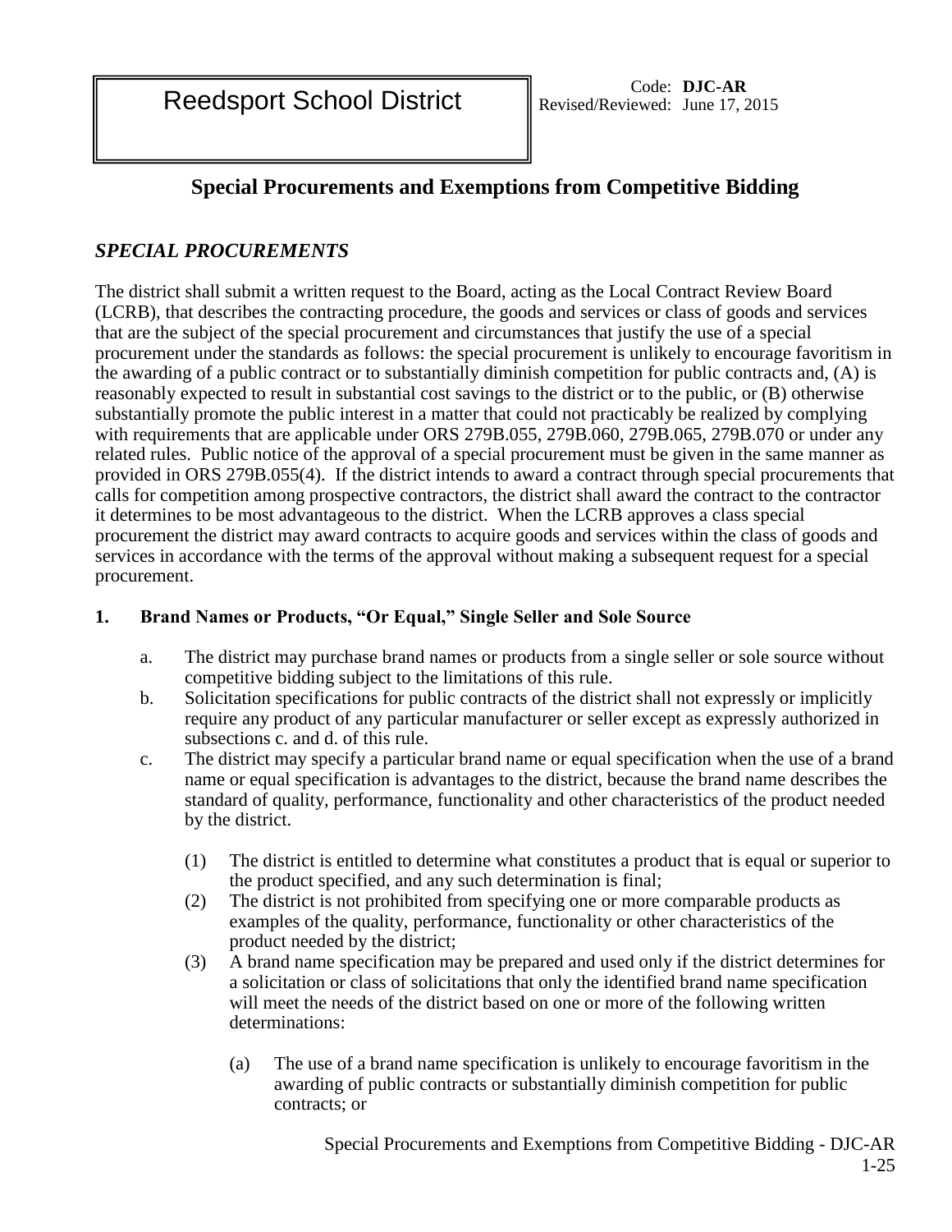Reedsport School District

Code: **DJC-AR**
Revised/Reviewed: June 17, 2015

# Special Procurements and Exemptions from Competitive Bidding

## *SPECIAL PROCUREMENTS*

The district shall submit a written request to the Board, acting as the Local Contract Review Board (LCRB), that describes the contracting procedure, the goods and services or class of goods and services that are the subject of the special procurement and circumstances that justify the use of a special procurement under the standards as follows: the special procurement is unlikely to encourage favoritism in the awarding of a public contract or to substantially diminish competition for public contracts and, (A) is reasonably expected to result in substantial cost savings to the district or to the public, or (B) otherwise substantially promote the public interest in a matter that could not practicably be realized by complying with requirements that are applicable under ORS 279B.055, 279B.060, 279B.065, 279B.070 or under any related rules. Public notice of the approval of a special procurement must be given in the same manner as provided in ORS 279B.055(4). If the district intends to award a contract through special procurements that calls for competition among prospective contractors, the district shall award the contract to the contractor it determines to be most advantageous to the district. When the LCRB approves a class special procurement the district may award contracts to acquire goods and services within the class of goods and services in accordance with the terms of the approval without making a subsequent request for a special procurement.

### 1. Brand Names or Products, "Or Equal," Single Seller and Sole Source

a. The district may purchase brand names or products from a single seller or sole source without competitive bidding subject to the limitations of this rule.

b. Solicitation specifications for public contracts of the district shall not expressly or implicitly require any product of any particular manufacturer or seller except as expressly authorized in subsections c. and d. of this rule.

c. The district may specify a particular brand name or equal specification when the use of a brand name or equal specification is advantages to the district, because the brand name describes the standard of quality, performance, functionality and other characteristics of the product needed by the district.

   (1) The district is entitled to determine what constitutes a product that is equal or superior to the product specified, and any such determination is final;

   (2) The district is not prohibited from specifying one or more comparable products as examples of the quality, performance, functionality or other characteristics of the product needed by the district;

   (3) A brand name specification may be prepared and used only if the district determines for a solicitation or class of solicitations that only the identified brand name specification will meet the needs of the district based on one or more of the following written determinations:

      (a) The use of a brand name specification is unlikely to encourage favoritism in the awarding of public contracts or substantially diminish competition for public contracts; or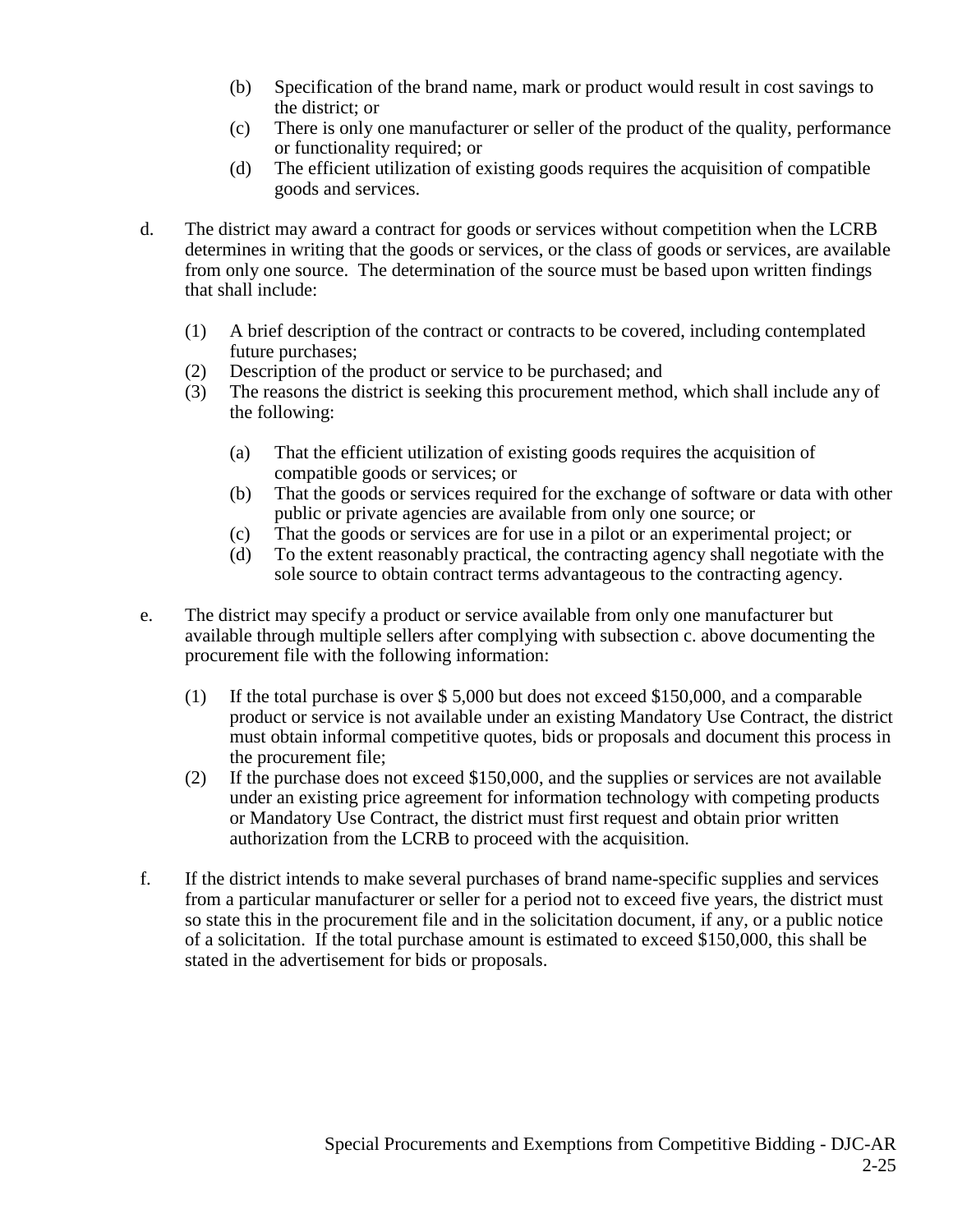(b) Specification of the brand name, mark or product would result in cost savings to the district; or

(c) There is only one manufacturer or seller of the product of the quality, performance or functionality required; or

(d) The efficient utilization of existing goods requires the acquisition of compatible goods and services.

d. The district may award a contract for goods or services without competition when the LCRB determines in writing that the goods or services, or the class of goods or services, are available from only one source. The determination of the source must be based upon written findings that shall include:

   (1) A brief description of the contract or contracts to be covered, including contemplated future purchases;

   (2) Description of the product or service to be purchased; and

   (3) The reasons the district is seeking this procurement method, which shall include any of the following:

      (a) That the efficient utilization of existing goods requires the acquisition of compatible goods or services; or

      (b) That the goods or services required for the exchange of software or data with other public or private agencies are available from only one source; or

      (c) That the goods or services are for use in a pilot or an experimental project; or

      (d) To the extent reasonably practical, the contracting agency shall negotiate with the sole source to obtain contract terms advantageous to the contracting agency.

e. The district may specify a product or service available from only one manufacturer but available through multiple sellers after complying with subsection c. above documenting the procurement file with the following information:

   (1) If the total purchase is over $ 5,000 but does not exceed $150,000, and a comparable product or service is not available under an existing Mandatory Use Contract, the district must obtain informal competitive quotes, bids or proposals and document this process in the procurement file;

   (2) If the purchase does not exceed $150,000, and the supplies or services are not available under an existing price agreement for information technology with competing products or Mandatory Use Contract, the district must first request and obtain prior written authorization from the LCRB to proceed with the acquisition.

f. If the district intends to make several purchases of brand name-specific supplies and services from a particular manufacturer or seller for a period not to exceed five years, the district must so state this in the procurement file and in the solicitation document, if any, or a public notice of a solicitation. If the total purchase amount is estimated to exceed $150,000, this shall be stated in the advertisement for bids or proposals.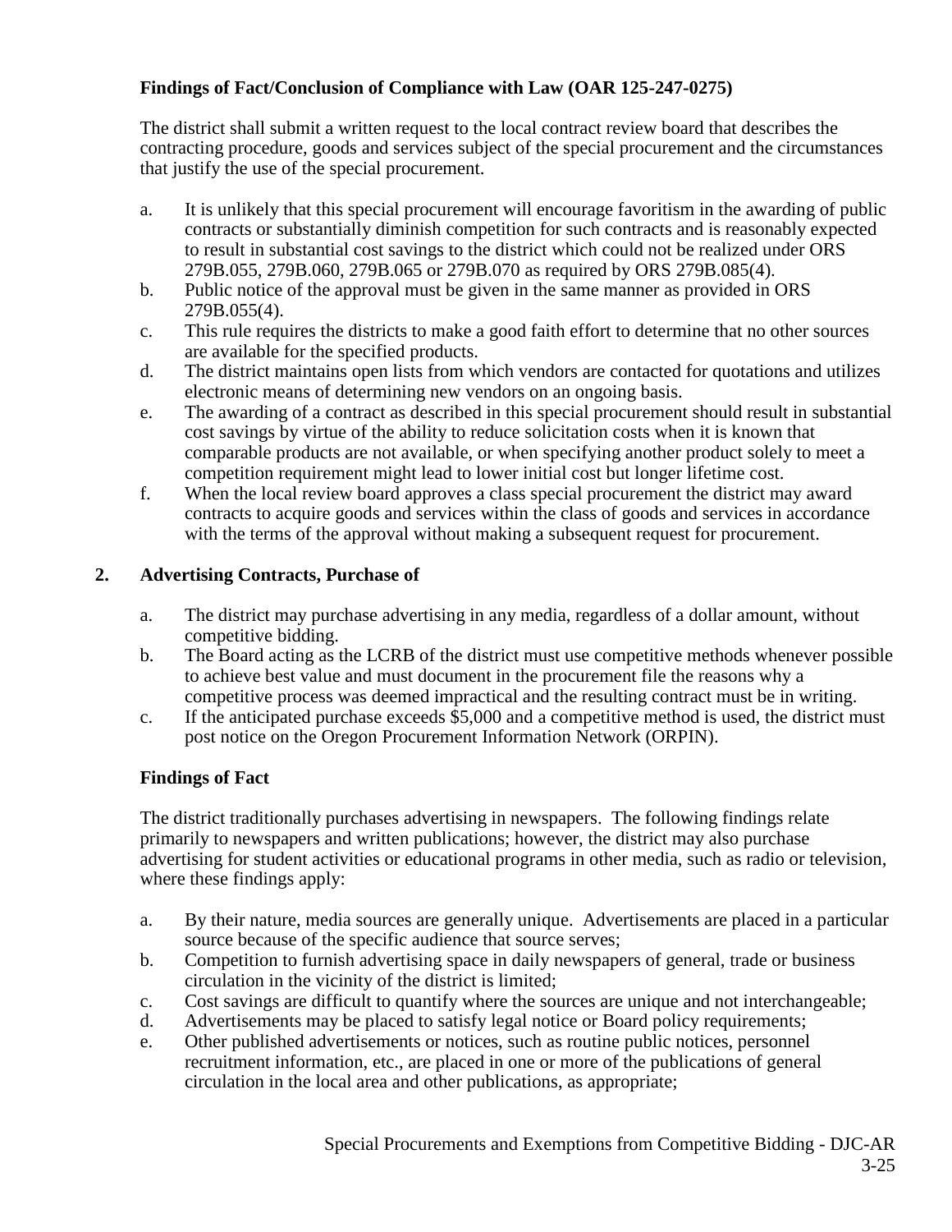**Findings of Fact/Conclusion of Compliance with Law (OAR 125-247-0275)**

The district shall submit a written request to the local contract review board that describes the contracting procedure, goods and services subject of the special procurement and the circumstances that justify the use of the special procurement.

a. It is unlikely that this special procurement will encourage favoritism in the awarding of public contracts or substantially diminish competition for such contracts and is reasonably expected to result in substantial cost savings to the district which could not be realized under ORS 279B.055, 279B.060, 279B.065 or 279B.070 as required by ORS 279B.085(4).
b. Public notice of the approval must be given in the same manner as provided in ORS 279B.055(4).
c. This rule requires the districts to make a good faith effort to determine that no other sources are available for the specified products.
d. The district maintains open lists from which vendors are contacted for quotations and utilizes electronic means of determining new vendors on an ongoing basis.
e. The awarding of a contract as described in this special procurement should result in substantial cost savings by virtue of the ability to reduce solicitation costs when it is known that comparable products are not available, or when specifying another product solely to meet a competition requirement might lead to lower initial cost but longer lifetime cost.
f. When the local review board approves a class special procurement the district may award contracts to acquire goods and services within the class of goods and services in accordance with the terms of the approval without making a subsequent request for procurement.

## 2. Advertising Contracts, Purchase of

a. The district may purchase advertising in any media, regardless of a dollar amount, without competitive bidding.
b. The Board acting as the LCRB of the district must use competitive methods whenever possible to achieve best value and must document in the procurement file the reasons why a competitive process was deemed impractical and the resulting contract must be in writing.
c. If the anticipated purchase exceeds $5,000 and a competitive method is used, the district must post notice on the Oregon Procurement Information Network (ORPIN).

**Findings of Fact**

The district traditionally purchases advertising in newspapers. The following findings relate primarily to newspapers and written publications; however, the district may also purchase advertising for student activities or educational programs in other media, such as radio or television, where these findings apply:

a. By their nature, media sources are generally unique. Advertisements are placed in a particular source because of the specific audience that source serves;
b. Competition to furnish advertising space in daily newspapers of general, trade or business circulation in the vicinity of the district is limited;
c. Cost savings are difficult to quantify where the sources are unique and not interchangeable;
d. Advertisements may be placed to satisfy legal notice or Board policy requirements;
e. Other published advertisements or notices, such as routine public notices, personnel recruitment information, etc., are placed in one or more of the publications of general circulation in the local area and other publications, as appropriate;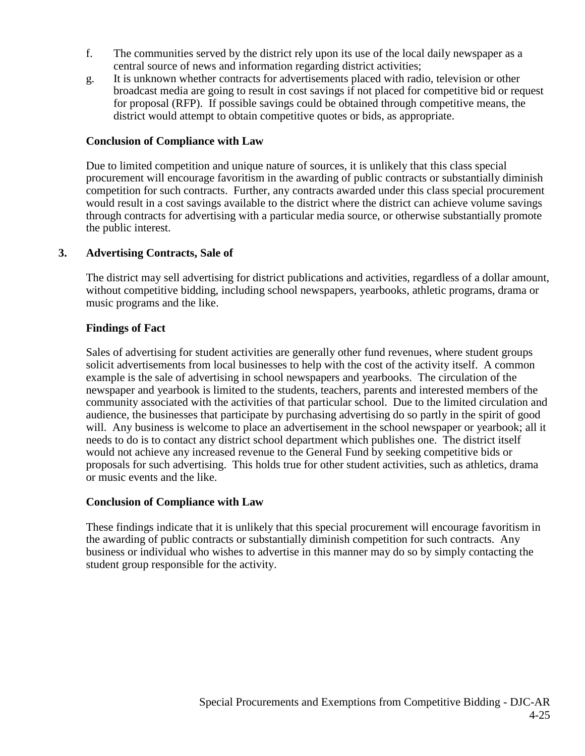f. The communities served by the district rely upon its use of the local daily newspaper as a central source of news and information regarding district activities;

g. It is unknown whether contracts for advertisements placed with radio, television or other broadcast media are going to result in cost savings if not placed for competitive bid or request for proposal (RFP). If possible savings could be obtained through competitive means, the district would attempt to obtain competitive quotes or bids, as appropriate.

**Conclusion of Compliance with Law**

Due to limited competition and unique nature of sources, it is unlikely that this class special procurement will encourage favoritism in the awarding of public contracts or substantially diminish competition for such contracts. Further, any contracts awarded under this class special procurement would result in a cost savings available to the district where the district can achieve volume savings through contracts for advertising with a particular media source, or otherwise substantially promote the public interest.

### 3. Advertising Contracts, Sale of

The district may sell advertising for district publications and activities, regardless of a dollar amount, without competitive bidding, including school newspapers, yearbooks, athletic programs, drama or music programs and the like.

**Findings of Fact**

Sales of advertising for student activities are generally other fund revenues, where student groups solicit advertisements from local businesses to help with the cost of the activity itself. A common example is the sale of advertising in school newspapers and yearbooks. The circulation of the newspaper and yearbook is limited to the students, teachers, parents and interested members of the community associated with the activities of that particular school. Due to the limited circulation and audience, the businesses that participate by purchasing advertising do so partly in the spirit of good will. Any business is welcome to place an advertisement in the school newspaper or yearbook; all it needs to do is to contact any district school department which publishes one. The district itself would not achieve any increased revenue to the General Fund by seeking competitive bids or proposals for such advertising. This holds true for other student activities, such as athletics, drama or music events and the like.

**Conclusion of Compliance with Law**

These findings indicate that it is unlikely that this special procurement will encourage favoritism in the awarding of public contracts or substantially diminish competition for such contracts. Any business or individual who wishes to advertise in this manner may do so by simply contacting the student group responsible for the activity.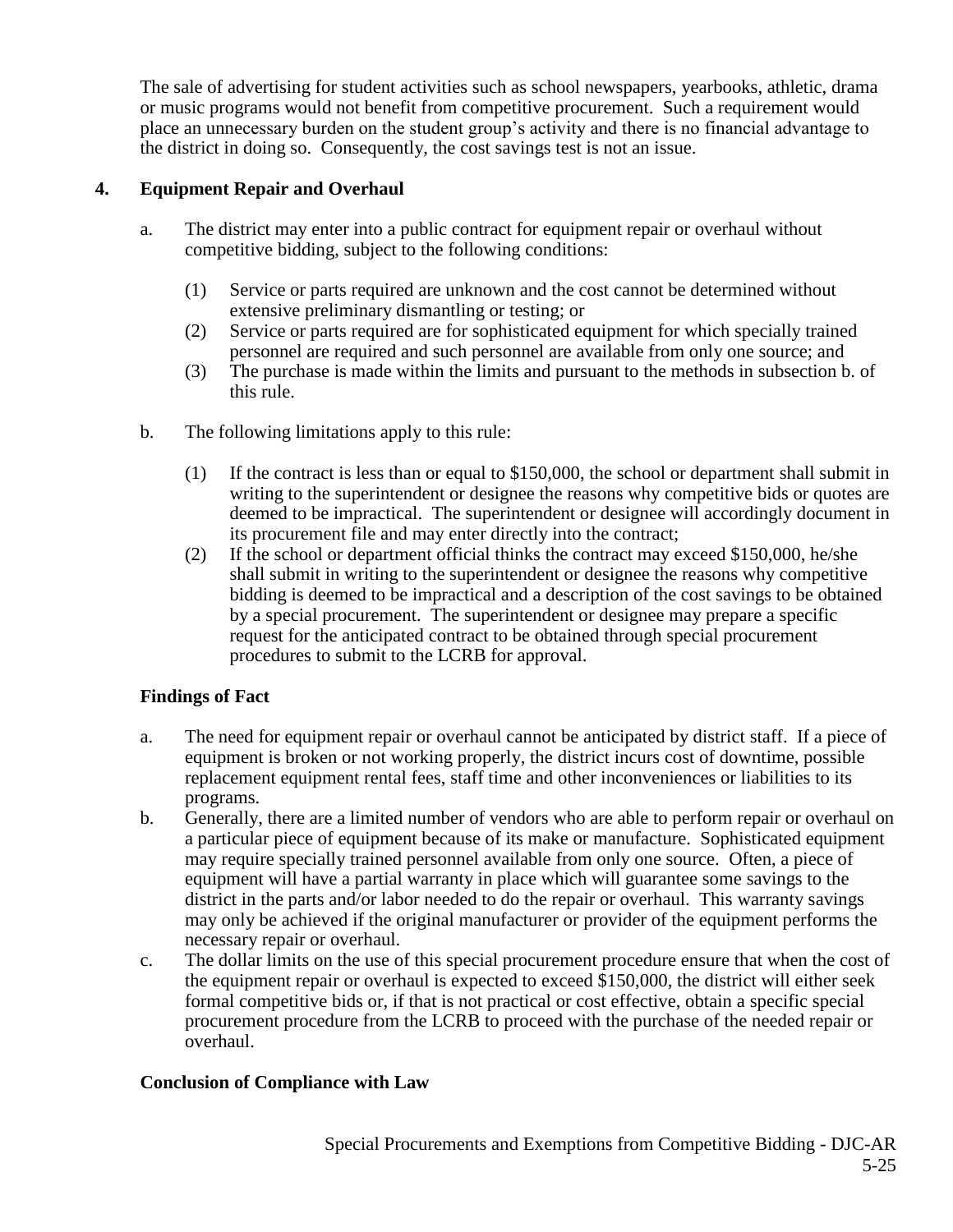The sale of advertising for student activities such as school newspapers, yearbooks, athletic, drama or music programs would not benefit from competitive procurement. Such a requirement would place an unnecessary burden on the student group's activity and there is no financial advantage to the district in doing so. Consequently, the cost savings test is not an issue.

## 4. Equipment Repair and Overhaul

a. The district may enter into a public contract for equipment repair or overhaul without competitive bidding, subject to the following conditions:

   (1) Service or parts required are unknown and the cost cannot be determined without extensive preliminary dismantling or testing; or
   
   (2) Service or parts required are for sophisticated equipment for which specially trained personnel are required and such personnel are available from only one source; and
   
   (3) The purchase is made within the limits and pursuant to the methods in subsection b. of this rule.

b. The following limitations apply to this rule:

   (1) If the contract is less than or equal to $150,000, the school or department shall submit in writing to the superintendent or designee the reasons why competitive bids or quotes are deemed to be impractical. The superintendent or designee will accordingly document in its procurement file and may enter directly into the contract;
   
   (2) If the school or department official thinks the contract may exceed $150,000, he/she shall submit in writing to the superintendent or designee the reasons why competitive bidding is deemed to be impractical and a description of the cost savings to be obtained by a special procurement. The superintendent or designee may prepare a specific request for the anticipated contract to be obtained through special procurement procedures to submit to the LCRB for approval.

### Findings of Fact

a. The need for equipment repair or overhaul cannot be anticipated by district staff. If a piece of equipment is broken or not working properly, the district incurs cost of downtime, possible replacement equipment rental fees, staff time and other inconveniences or liabilities to its programs.

b. Generally, there are a limited number of vendors who are able to perform repair or overhaul on a particular piece of equipment because of its make or manufacture. Sophisticated equipment may require specially trained personnel available from only one source. Often, a piece of equipment will have a partial warranty in place which will guarantee some savings to the district in the parts and/or labor needed to do the repair or overhaul. This warranty savings may only be achieved if the original manufacturer or provider of the equipment performs the necessary repair or overhaul.

c. The dollar limits on the use of this special procurement procedure ensure that when the cost of the equipment repair or overhaul is expected to exceed $150,000, the district will either seek formal competitive bids or, if that is not practical or cost effective, obtain a specific special procurement procedure from the LCRB to proceed with the purchase of the needed repair or overhaul.

### Conclusion of Compliance with Law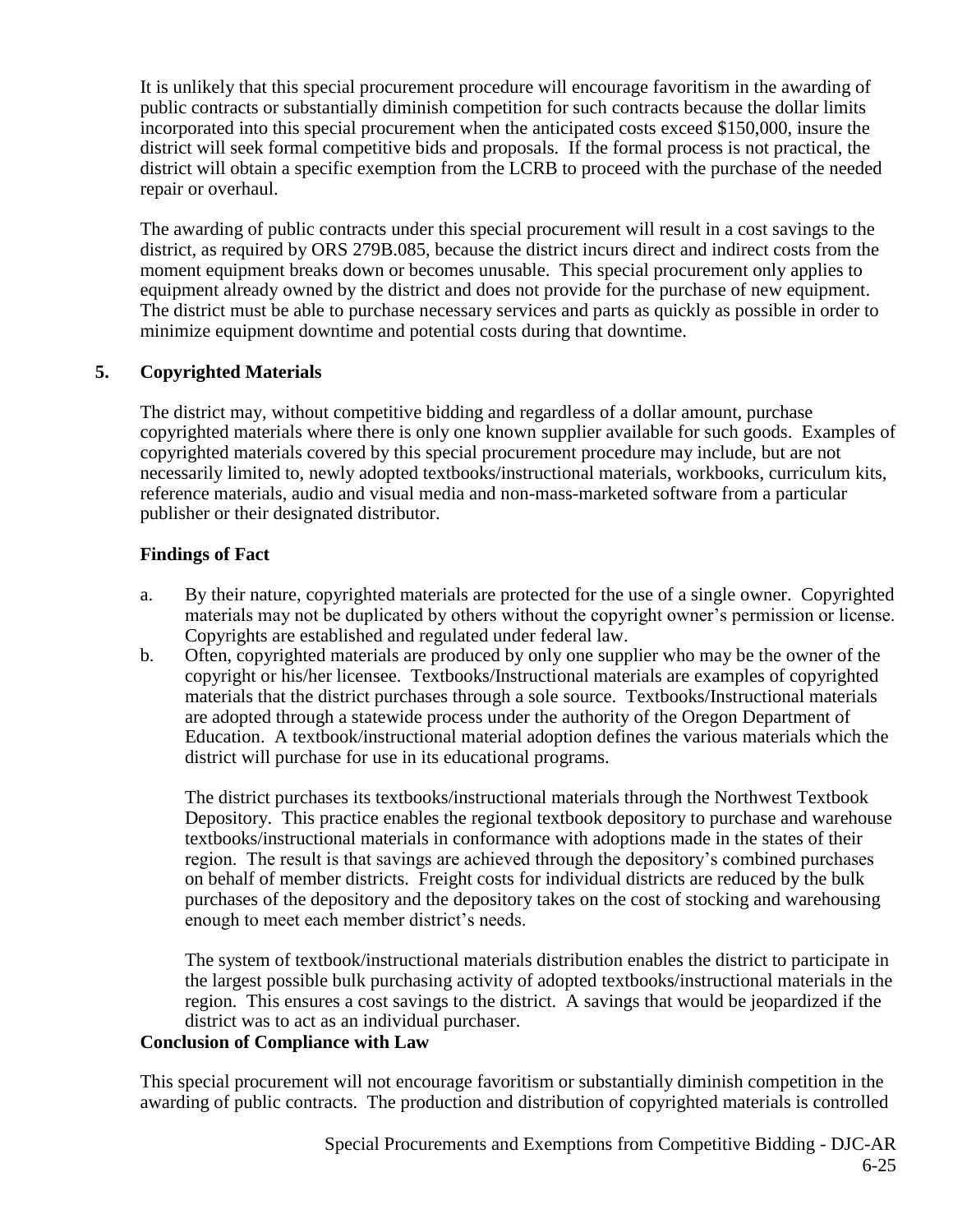It is unlikely that this special procurement procedure will encourage favoritism in the awarding of public contracts or substantially diminish competition for such contracts because the dollar limits incorporated into this special procurement when the anticipated costs exceed $150,000, insure the district will seek formal competitive bids and proposals. If the formal process is not practical, the district will obtain a specific exemption from the LCRB to proceed with the purchase of the needed repair or overhaul.

The awarding of public contracts under this special procurement will result in a cost savings to the district, as required by ORS 279B.085, because the district incurs direct and indirect costs from the moment equipment breaks down or becomes unusable. This special procurement only applies to equipment already owned by the district and does not provide for the purchase of new equipment. The district must be able to purchase necessary services and parts as quickly as possible in order to minimize equipment downtime and potential costs during that downtime.

## 5. Copyrighted Materials

The district may, without competitive bidding and regardless of a dollar amount, purchase copyrighted materials where there is only one known supplier available for such goods. Examples of copyrighted materials covered by this special procurement procedure may include, but are not necessarily limited to, newly adopted textbooks/instructional materials, workbooks, curriculum kits, reference materials, audio and visual media and non-mass-marketed software from a particular publisher or their designated distributor.

### Findings of Fact

a. By their nature, copyrighted materials are protected for the use of a single owner. Copyrighted materials may not be duplicated by others without the copyright owner's permission or license. Copyrights are established and regulated under federal law.

b. Often, copyrighted materials are produced by only one supplier who may be the owner of the copyright or his/her licensee. Textbooks/Instructional materials are examples of copyrighted materials that the district purchases through a sole source. Textbooks/Instructional materials are adopted through a statewide process under the authority of the Oregon Department of Education. A textbook/instructional material adoption defines the various materials which the district will purchase for use in its educational programs.

   The district purchases its textbooks/instructional materials through the Northwest Textbook Depository. This practice enables the regional textbook depository to purchase and warehouse textbooks/instructional materials in conformance with adoptions made in the states of their region. The result is that savings are achieved through the depository's combined purchases on behalf of member districts. Freight costs for individual districts are reduced by the bulk purchases of the depository and the depository takes on the cost of stocking and warehousing enough to meet each member district's needs.

   The system of textbook/instructional materials distribution enables the district to participate in the largest possible bulk purchasing activity of adopted textbooks/instructional materials in the region. This ensures a cost savings to the district. A savings that would be jeopardized if the district was to act as an individual purchaser.

### Conclusion of Compliance with Law

This special procurement will not encourage favoritism or substantially diminish competition in the awarding of public contracts. The production and distribution of copyrighted materials is controlled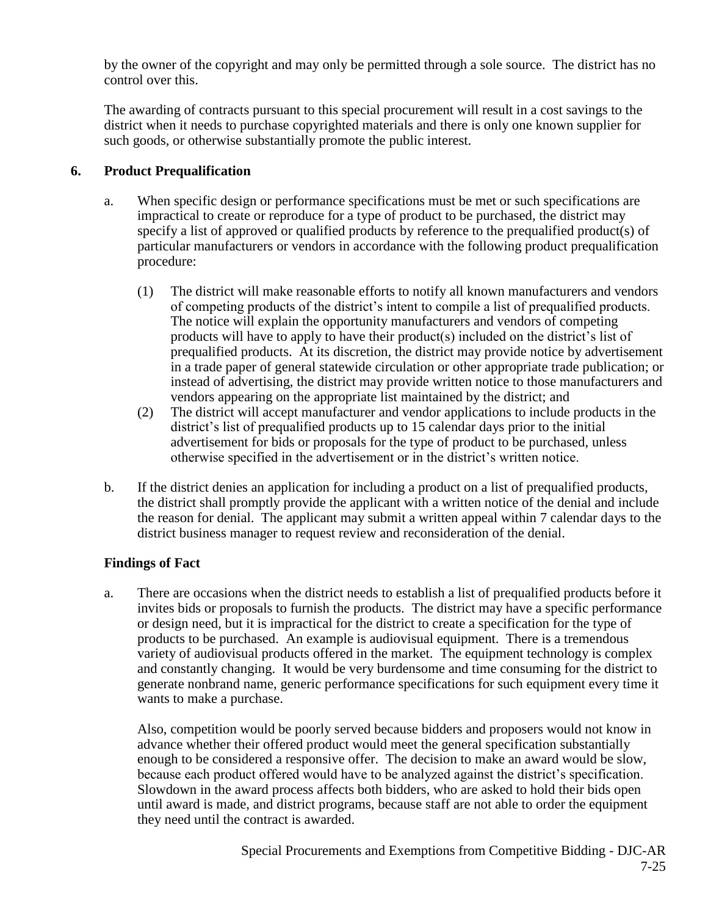by the owner of the copyright and may only be permitted through a sole source. The district has no control over this.

The awarding of contracts pursuant to this special procurement will result in a cost savings to the district when it needs to purchase copyrighted materials and there is only one known supplier for such goods, or otherwise substantially promote the public interest.

## 6. Product Prequalification

a. When specific design or performance specifications must be met or such specifications are impractical to create or reproduce for a type of product to be purchased, the district may specify a list of approved or qualified products by reference to the prequalified product(s) of particular manufacturers or vendors in accordance with the following product prequalification procedure:

   (1) The district will make reasonable efforts to notify all known manufacturers and vendors of competing products of the district's intent to compile a list of prequalified products. The notice will explain the opportunity manufacturers and vendors of competing products will have to apply to have their product(s) included on the district's list of prequalified products. At its discretion, the district may provide notice by advertisement in a trade paper of general statewide circulation or other appropriate trade publication; or instead of advertising, the district may provide written notice to those manufacturers and vendors appearing on the appropriate list maintained by the district; and

   (2) The district will accept manufacturer and vendor applications to include products in the district's list of prequalified products up to 15 calendar days prior to the initial advertisement for bids or proposals for the type of product to be purchased, unless otherwise specified in the advertisement or in the district's written notice.

b. If the district denies an application for including a product on a list of prequalified products, the district shall promptly provide the applicant with a written notice of the denial and include the reason for denial. The applicant may submit a written appeal within 7 calendar days to the district business manager to request review and reconsideration of the denial.

### Findings of Fact

a. There are occasions when the district needs to establish a list of prequalified products before it invites bids or proposals to furnish the products. The district may have a specific performance or design need, but it is impractical for the district to create a specification for the type of products to be purchased. An example is audiovisual equipment. There is a tremendous variety of audiovisual products offered in the market. The equipment technology is complex and constantly changing. It would be very burdensome and time consuming for the district to generate nonbrand name, generic performance specifications for such equipment every time it wants to make a purchase.

   Also, competition would be poorly served because bidders and proposers would not know in advance whether their offered product would meet the general specification substantially enough to be considered a responsive offer. The decision to make an award would be slow, because each product offered would have to be analyzed against the district's specification. Slowdown in the award process affects both bidders, who are asked to hold their bids open until award is made, and district programs, because staff are not able to order the equipment they need until the contract is awarded.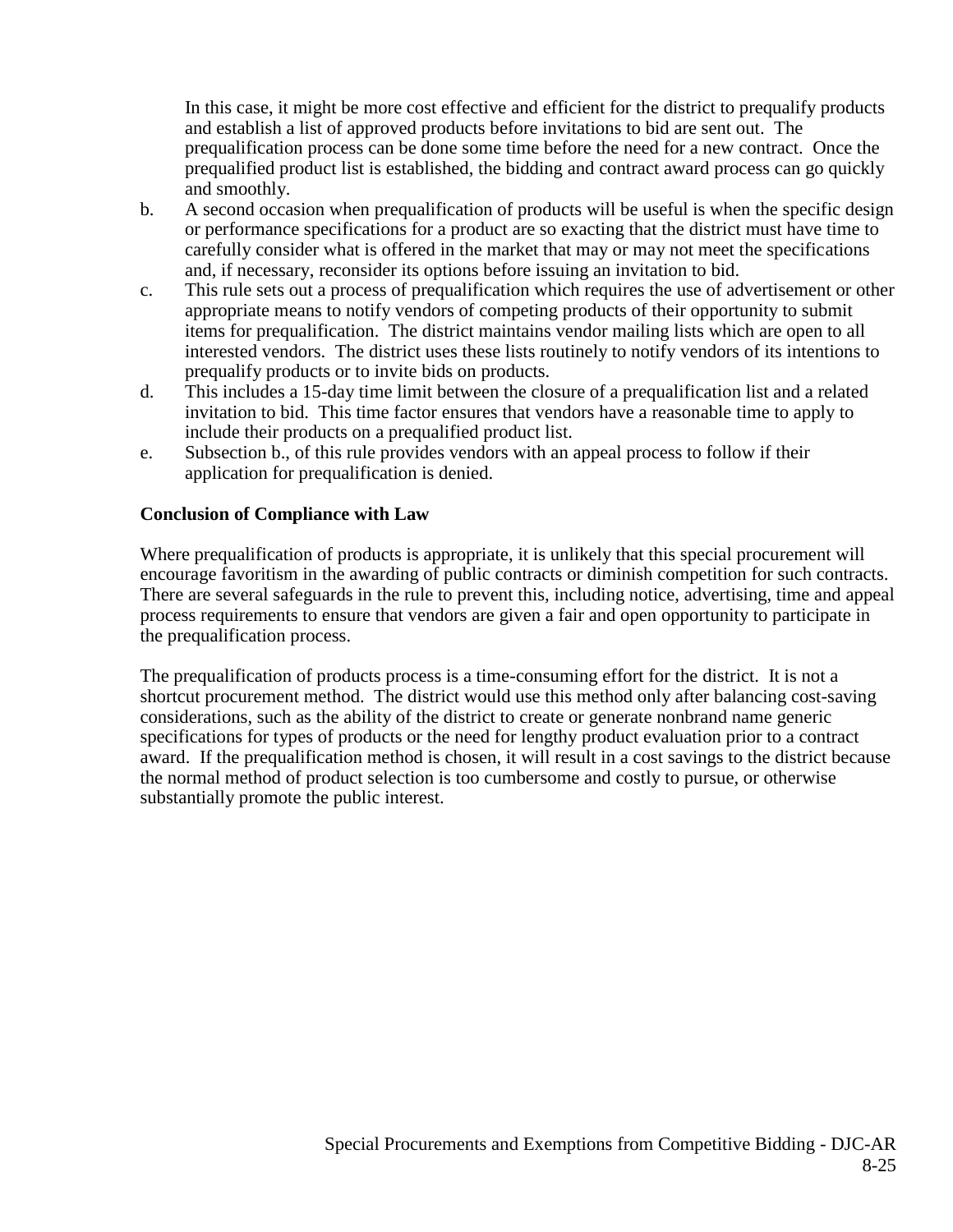In this case, it might be more cost effective and efficient for the district to prequalify products and establish a list of approved products before invitations to bid are sent out. The prequalification process can be done some time before the need for a new contract. Once the prequalified product list is established, the bidding and contract award process can go quickly and smoothly.

b. A second occasion when prequalification of products will be useful is when the specific design or performance specifications for a product are so exacting that the district must have time to carefully consider what is offered in the market that may or may not meet the specifications and, if necessary, reconsider its options before issuing an invitation to bid.

c. This rule sets out a process of prequalification which requires the use of advertisement or other appropriate means to notify vendors of competing products of their opportunity to submit items for prequalification. The district maintains vendor mailing lists which are open to all interested vendors. The district uses these lists routinely to notify vendors of its intentions to prequalify products or to invite bids on products.

d. This includes a 15-day time limit between the closure of a prequalification list and a related invitation to bid. This time factor ensures that vendors have a reasonable time to apply to include their products on a prequalified product list.

e. Subsection b., of this rule provides vendors with an appeal process to follow if their application for prequalification is denied.

**Conclusion of Compliance with Law**

Where prequalification of products is appropriate, it is unlikely that this special procurement will encourage favoritism in the awarding of public contracts or diminish competition for such contracts. There are several safeguards in the rule to prevent this, including notice, advertising, time and appeal process requirements to ensure that vendors are given a fair and open opportunity to participate in the prequalification process.

The prequalification of products process is a time-consuming effort for the district. It is not a shortcut procurement method. The district would use this method only after balancing cost-saving considerations, such as the ability of the district to create or generate nonbrand name generic specifications for types of products or the need for lengthy product evaluation prior to a contract award. If the prequalification method is chosen, it will result in a cost savings to the district because the normal method of product selection is too cumbersome and costly to pursue, or otherwise substantially promote the public interest.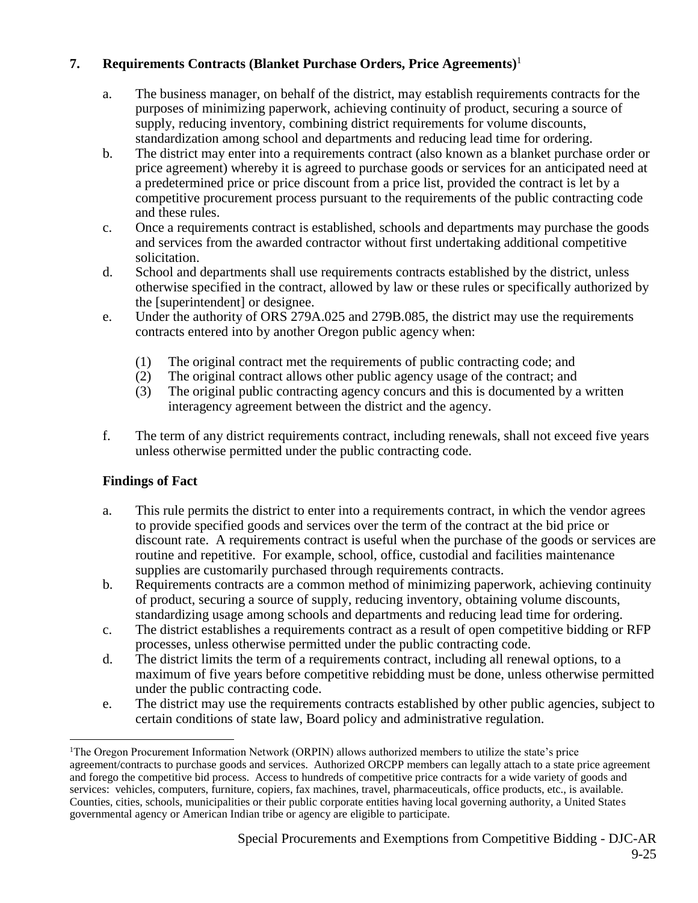## 7. Requirements Contracts (Blanket Purchase Orders, Price Agreements)[1]

a. The business manager, on behalf of the district, may establish requirements contracts for the purposes of minimizing paperwork, achieving continuity of product, securing a source of supply, reducing inventory, combining district requirements for volume discounts, standardization among school and departments and reducing lead time for ordering.

b. The district may enter into a requirements contract (also known as a blanket purchase order or price agreement) whereby it is agreed to purchase goods or services for an anticipated need at a predetermined price or price discount from a price list, provided the contract is let by a competitive procurement process pursuant to the requirements of the public contracting code and these rules.

c. Once a requirements contract is established, schools and departments may purchase the goods and services from the awarded contractor without first undertaking additional competitive solicitation.

d. School and departments shall use requirements contracts established by the district, unless otherwise specified in the contract, allowed by law or these rules or specifically authorized by the [superintendent] or designee.

e. Under the authority of ORS 279A.025 and 279B.085, the district may use the requirements contracts entered into by another Oregon public agency when:

   (1) The original contract met the requirements of public contracting code; and
   (2) The original contract allows other public agency usage of the contract; and
   (3) The original public contracting agency concurs and this is documented by a written interagency agreement between the district and the agency.

f. The term of any district requirements contract, including renewals, shall not exceed five years unless otherwise permitted under the public contracting code.

### Findings of Fact

a. This rule permits the district to enter into a requirements contract, in which the vendor agrees to provide specified goods and services over the term of the contract at the bid price or discount rate. A requirements contract is useful when the purchase of the goods or services are routine and repetitive. For example, school, office, custodial and facilities maintenance supplies are customarily purchased through requirements contracts.

b. Requirements contracts are a common method of minimizing paperwork, achieving continuity of product, securing a source of supply, reducing inventory, obtaining volume discounts, standardizing usage among schools and departments and reducing lead time for ordering.

c. The district establishes a requirements contract as a result of open competitive bidding or RFP processes, unless otherwise permitted under the public contracting code.

d. The district limits the term of a requirements contract, including all renewal options, to a maximum of five years before competitive rebidding must be done, unless otherwise permitted under the public contracting code.

e. The district may use the requirements contracts established by other public agencies, subject to certain conditions of state law, Board policy and administrative regulation.

---

[1]The Oregon Procurement Information Network (ORPIN) allows authorized members to utilize the state's price agreement/contracts to purchase goods and services. Authorized ORCPP members can legally attach to a state price agreement and forego the competitive bid process. Access to hundreds of competitive price contracts for a wide variety of goods and services: vehicles, computers, furniture, copiers, fax machines, travel, pharmaceuticals, office products, etc., is available. Counties, cities, schools, municipalities or their public corporate entities having local governing authority, a United States governmental agency or American Indian tribe or agency are eligible to participate.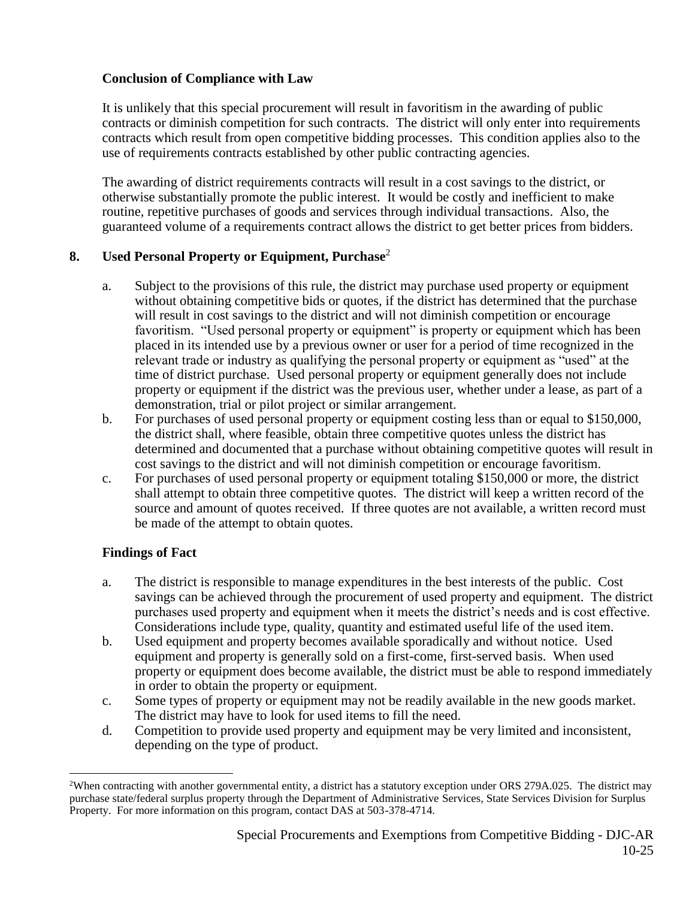**Conclusion of Compliance with Law**

It is unlikely that this special procurement will result in favoritism in the awarding of public contracts or diminish competition for such contracts. The district will only enter into requirements contracts which result from open competitive bidding processes. This condition applies also to the use of requirements contracts established by other public contracting agencies.

The awarding of district requirements contracts will result in a cost savings to the district, or otherwise substantially promote the public interest. It would be costly and inefficient to make routine, repetitive purchases of goods and services through individual transactions. Also, the guaranteed volume of a requirements contract allows the district to get better prices from bidders.

## 8. Used Personal Property or Equipment, Purchase[2]

a. Subject to the provisions of this rule, the district may purchase used property or equipment without obtaining competitive bids or quotes, if the district has determined that the purchase will result in cost savings to the district and will not diminish competition or encourage favoritism. "Used personal property or equipment" is property or equipment which has been placed in its intended use by a previous owner or user for a period of time recognized in the relevant trade or industry as qualifying the personal property or equipment as "used" at the time of district purchase. Used personal property or equipment generally does not include property or equipment if the district was the previous user, whether under a lease, as part of a demonstration, trial or pilot project or similar arrangement.

b. For purchases of used personal property or equipment costing less than or equal to $150,000, the district shall, where feasible, obtain three competitive quotes unless the district has determined and documented that a purchase without obtaining competitive quotes will result in cost savings to the district and will not diminish competition or encourage favoritism.

c. For purchases of used personal property or equipment totaling $150,000 or more, the district shall attempt to obtain three competitive quotes. The district will keep a written record of the source and amount of quotes received. If three quotes are not available, a written record must be made of the attempt to obtain quotes.

**Findings of Fact**

a. The district is responsible to manage expenditures in the best interests of the public. Cost savings can be achieved through the procurement of used property and equipment. The district purchases used property and equipment when it meets the district's needs and is cost effective. Considerations include type, quality, quantity and estimated useful life of the used item.

b. Used equipment and property becomes available sporadically and without notice. Used equipment and property is generally sold on a first-come, first-served basis. When used property or equipment does become available, the district must be able to respond immediately in order to obtain the property or equipment.

c. Some types of property or equipment may not be readily available in the new goods market. The district may have to look for used items to fill the need.

d. Competition to provide used property and equipment may be very limited and inconsistent, depending on the type of product.

---

[2]When contracting with another governmental entity, a district has a statutory exception under ORS 279A.025. The district may purchase state/federal surplus property through the Department of Administrative Services, State Services Division for Surplus Property. For more information on this program, contact DAS at 503-378-4714.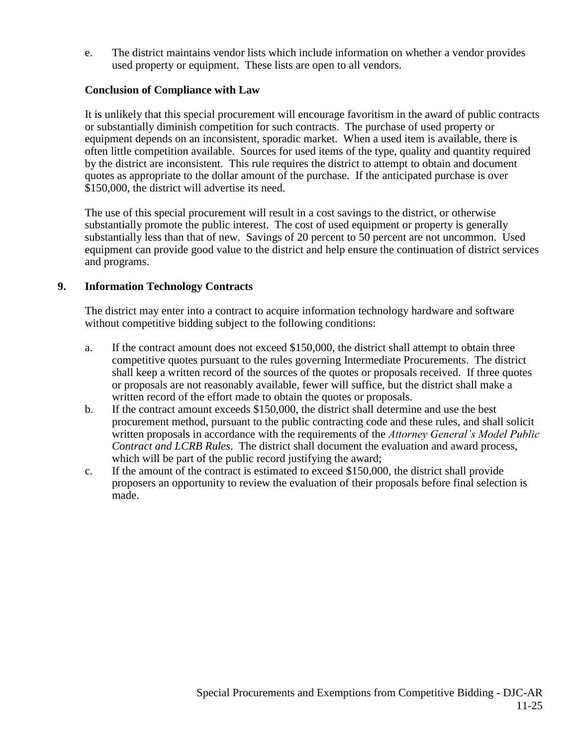e. The district maintains vendor lists which include information on whether a vendor provides used property or equipment. These lists are open to all vendors.

**Conclusion of Compliance with Law**

It is unlikely that this special procurement will encourage favoritism in the award of public contracts or substantially diminish competition for such contracts. The purchase of used property or equipment depends on an inconsistent, sporadic market. When a used item is available, there is often little competition available. Sources for used items of the type, quality and quantity required by the district are inconsistent. This rule requires the district to attempt to obtain and document quotes as appropriate to the dollar amount of the purchase. If the anticipated purchase is over $150,000, the district will advertise its need.

The use of this special procurement will result in a cost savings to the district, or otherwise substantially promote the public interest. The cost of used equipment or property is generally substantially less than that of new. Savings of 20 percent to 50 percent are not uncommon. Used equipment can provide good value to the district and help ensure the continuation of district services and programs.

## 9. Information Technology Contracts

The district may enter into a contract to acquire information technology hardware and software without competitive bidding subject to the following conditions:

a. If the contract amount does not exceed $150,000, the district shall attempt to obtain three competitive quotes pursuant to the rules governing Intermediate Procurements. The district shall keep a written record of the sources of the quotes or proposals received. If three quotes or proposals are not reasonably available, fewer will suffice, but the district shall make a written record of the effort made to obtain the quotes or proposals.

b. If the contract amount exceeds $150,000, the district shall determine and use the best procurement method, pursuant to the public contracting code and these rules, and shall solicit written proposals in accordance with the requirements of the *Attorney General's Model Public Contract and LCRB Rules*. The district shall document the evaluation and award process, which will be part of the public record justifying the award;

c. If the amount of the contract is estimated to exceed $150,000, the district shall provide proposers an opportunity to review the evaluation of their proposals before final selection is made.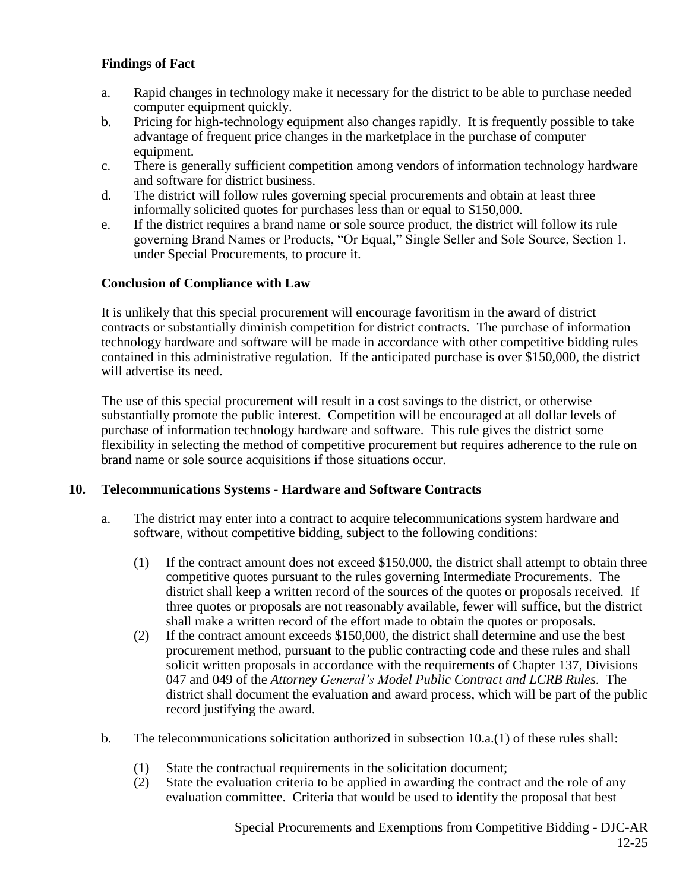**Findings of Fact**

a. Rapid changes in technology make it necessary for the district to be able to purchase needed computer equipment quickly.
b. Pricing for high-technology equipment also changes rapidly. It is frequently possible to take advantage of frequent price changes in the marketplace in the purchase of computer equipment.
c. There is generally sufficient competition among vendors of information technology hardware and software for district business.
d. The district will follow rules governing special procurements and obtain at least three informally solicited quotes for purchases less than or equal to $150,000.
e. If the district requires a brand name or sole source product, the district will follow its rule governing Brand Names or Products, "Or Equal," Single Seller and Sole Source, Section 1. under Special Procurements, to procure it.

**Conclusion of Compliance with Law**

It is unlikely that this special procurement will encourage favoritism in the award of district contracts or substantially diminish competition for district contracts. The purchase of information technology hardware and software will be made in accordance with other competitive bidding rules contained in this administrative regulation. If the anticipated purchase is over $150,000, the district will advertise its need.

The use of this special procurement will result in a cost savings to the district, or otherwise substantially promote the public interest. Competition will be encouraged at all dollar levels of purchase of information technology hardware and software. This rule gives the district some flexibility in selecting the method of competitive procurement but requires adherence to the rule on brand name or sole source acquisitions if those situations occur.

**10. Telecommunications Systems - Hardware and Software Contracts**

a. The district may enter into a contract to acquire telecommunications system hardware and software, without competitive bidding, subject to the following conditions:

   (1) If the contract amount does not exceed $150,000, the district shall attempt to obtain three competitive quotes pursuant to the rules governing Intermediate Procurements. The district shall keep a written record of the sources of the quotes or proposals received. If three quotes or proposals are not reasonably available, fewer will suffice, but the district shall make a written record of the effort made to obtain the quotes or proposals.
   (2) If the contract amount exceeds $150,000, the district shall determine and use the best procurement method, pursuant to the public contracting code and these rules and shall solicit written proposals in accordance with the requirements of Chapter 137, Divisions 047 and 049 of the *Attorney General's Model Public Contract and LCRB Rules*. The district shall document the evaluation and award process, which will be part of the public record justifying the award.

b. The telecommunications solicitation authorized in subsection 10.a.(1) of these rules shall:

   (1) State the contractual requirements in the solicitation document;
   (2) State the evaluation criteria to be applied in awarding the contract and the role of any evaluation committee. Criteria that would be used to identify the proposal that best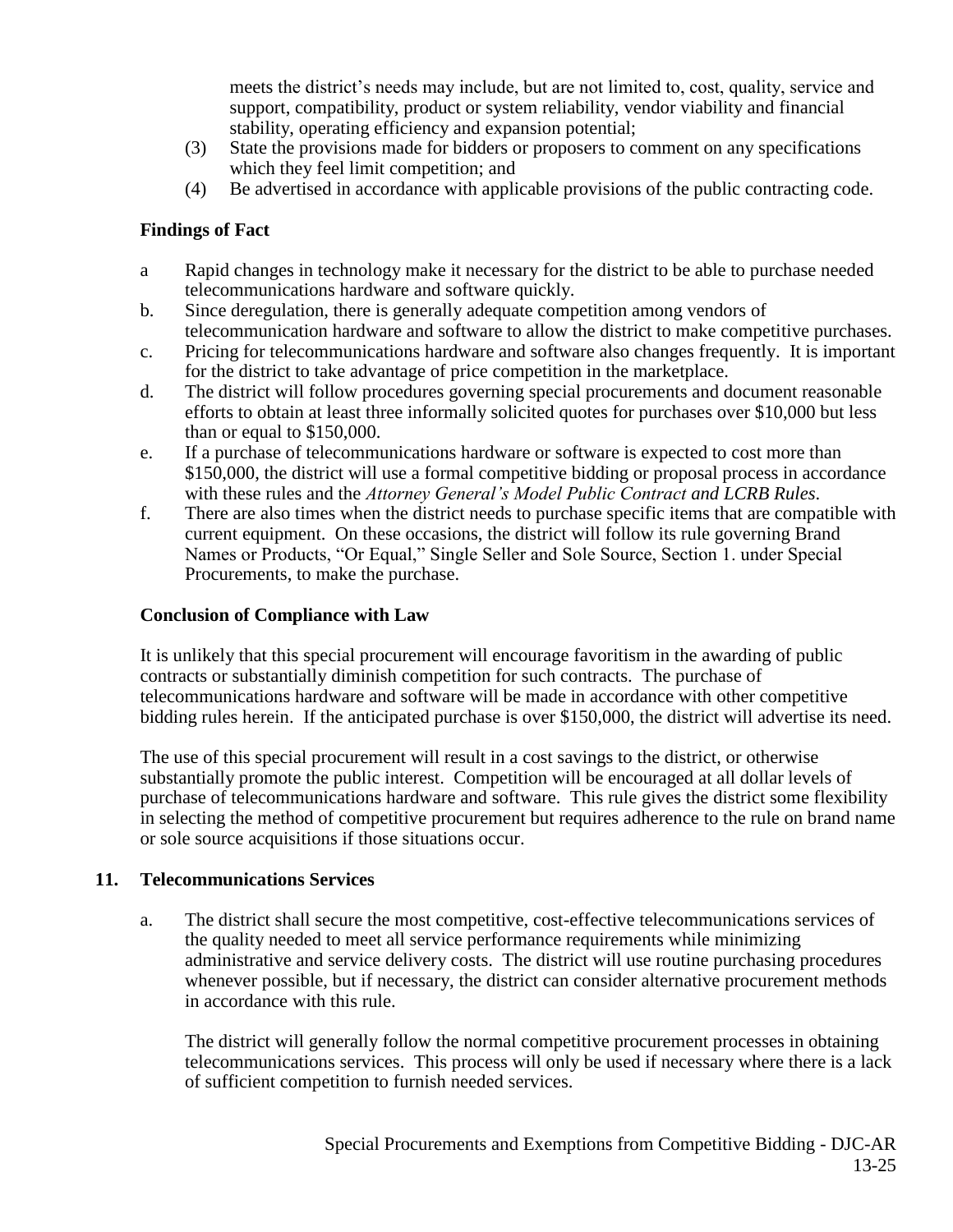meets the district's needs may include, but are not limited to, cost, quality, service and support, compatibility, product or system reliability, vendor viability and financial stability, operating efficiency and expansion potential;

(3) State the provisions made for bidders or proposers to comment on any specifications which they feel limit competition; and

(4) Be advertised in accordance with applicable provisions of the public contracting code.

**Findings of Fact**

a Rapid changes in technology make it necessary for the district to be able to purchase needed telecommunications hardware and software quickly.

b. Since deregulation, there is generally adequate competition among vendors of telecommunication hardware and software to allow the district to make competitive purchases.

c. Pricing for telecommunications hardware and software also changes frequently. It is important for the district to take advantage of price competition in the marketplace.

d. The district will follow procedures governing special procurements and document reasonable efforts to obtain at least three informally solicited quotes for purchases over $10,000 but less than or equal to $150,000.

e. If a purchase of telecommunications hardware or software is expected to cost more than $150,000, the district will use a formal competitive bidding or proposal process in accordance with these rules and the *Attorney General's Model Public Contract and LCRB Rules*.

f. There are also times when the district needs to purchase specific items that are compatible with current equipment. On these occasions, the district will follow its rule governing Brand Names or Products, "Or Equal," Single Seller and Sole Source, Section 1. under Special Procurements, to make the purchase.

**Conclusion of Compliance with Law**

It is unlikely that this special procurement will encourage favoritism in the awarding of public contracts or substantially diminish competition for such contracts. The purchase of telecommunications hardware and software will be made in accordance with other competitive bidding rules herein. If the anticipated purchase is over $150,000, the district will advertise its need.

The use of this special procurement will result in a cost savings to the district, or otherwise substantially promote the public interest. Competition will be encouraged at all dollar levels of purchase of telecommunications hardware and software. This rule gives the district some flexibility in selecting the method of competitive procurement but requires adherence to the rule on brand name or sole source acquisitions if those situations occur.

## 11. Telecommunications Services

a. The district shall secure the most competitive, cost-effective telecommunications services of the quality needed to meet all service performance requirements while minimizing administrative and service delivery costs. The district will use routine purchasing procedures whenever possible, but if necessary, the district can consider alternative procurement methods in accordance with this rule.

The district will generally follow the normal competitive procurement processes in obtaining telecommunications services. This process will only be used if necessary where there is a lack of sufficient competition to furnish needed services.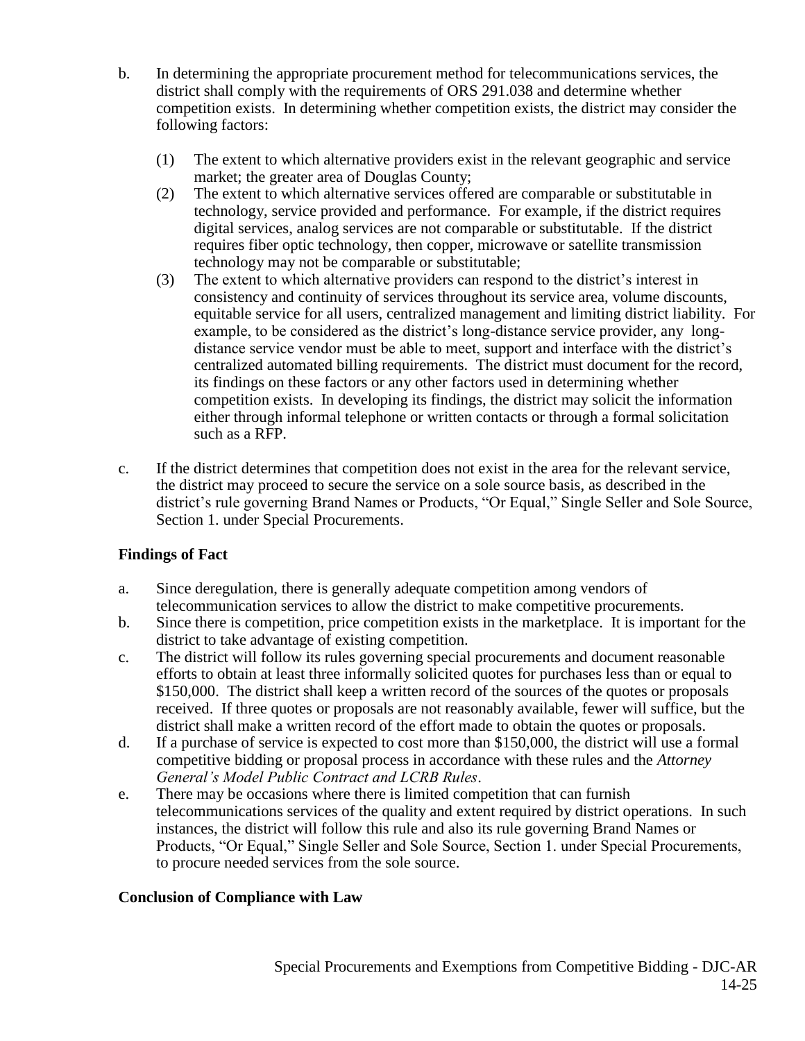b. In determining the appropriate procurement method for telecommunications services, the district shall comply with the requirements of ORS 291.038 and determine whether competition exists. In determining whether competition exists, the district may consider the following factors:

   (1) The extent to which alternative providers exist in the relevant geographic and service market; the greater area of Douglas County;
   (2) The extent to which alternative services offered are comparable or substitutable in technology, service provided and performance. For example, if the district requires digital services, analog services are not comparable or substitutable. If the district requires fiber optic technology, then copper, microwave or satellite transmission technology may not be comparable or substitutable;
   (3) The extent to which alternative providers can respond to the district's interest in consistency and continuity of services throughout its service area, volume discounts, equitable service for all users, centralized management and limiting district liability. For example, to be considered as the district's long-distance service provider, any long-distance service vendor must be able to meet, support and interface with the district's centralized automated billing requirements. The district must document for the record, its findings on these factors or any other factors used in determining whether competition exists. In developing its findings, the district may solicit the information either through informal telephone or written contacts or through a formal solicitation such as a RFP.

c. If the district determines that competition does not exist in the area for the relevant service, the district may proceed to secure the service on a sole source basis, as described in the district's rule governing Brand Names or Products, "Or Equal," Single Seller and Sole Source, Section 1. under Special Procurements.

**Findings of Fact**

a. Since deregulation, there is generally adequate competition among vendors of telecommunication services to allow the district to make competitive procurements.
b. Since there is competition, price competition exists in the marketplace. It is important for the district to take advantage of existing competition.
c. The district will follow its rules governing special procurements and document reasonable efforts to obtain at least three informally solicited quotes for purchases less than or equal to $150,000. The district shall keep a written record of the sources of the quotes or proposals received. If three quotes or proposals are not reasonably available, fewer will suffice, but the district shall make a written record of the effort made to obtain the quotes or proposals.
d. If a purchase of service is expected to cost more than $150,000, the district will use a formal competitive bidding or proposal process in accordance with these rules and the *Attorney General's Model Public Contract and LCRB Rules*.
e. There may be occasions where there is limited competition that can furnish telecommunications services of the quality and extent required by district operations. In such instances, the district will follow this rule and also its rule governing Brand Names or Products, "Or Equal," Single Seller and Sole Source, Section 1. under Special Procurements, to procure needed services from the sole source.

**Conclusion of Compliance with Law**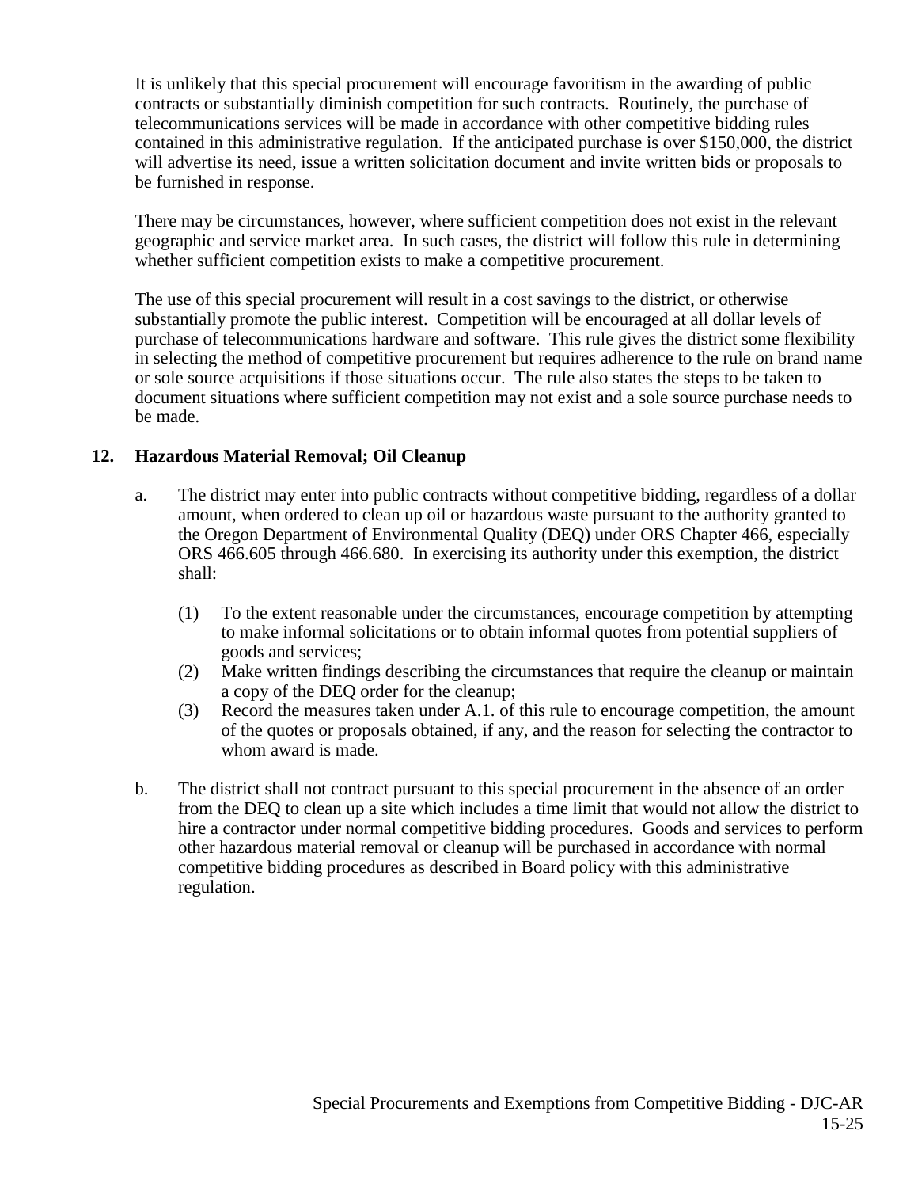It is unlikely that this special procurement will encourage favoritism in the awarding of public contracts or substantially diminish competition for such contracts. Routinely, the purchase of telecommunications services will be made in accordance with other competitive bidding rules contained in this administrative regulation. If the anticipated purchase is over $150,000, the district will advertise its need, issue a written solicitation document and invite written bids or proposals to be furnished in response.

There may be circumstances, however, where sufficient competition does not exist in the relevant geographic and service market area. In such cases, the district will follow this rule in determining whether sufficient competition exists to make a competitive procurement.

The use of this special procurement will result in a cost savings to the district, or otherwise substantially promote the public interest. Competition will be encouraged at all dollar levels of purchase of telecommunications hardware and software. This rule gives the district some flexibility in selecting the method of competitive procurement but requires adherence to the rule on brand name or sole source acquisitions if those situations occur. The rule also states the steps to be taken to document situations where sufficient competition may not exist and a sole source purchase needs to be made.

**12. Hazardous Material Removal; Oil Cleanup**

a. The district may enter into public contracts without competitive bidding, regardless of a dollar amount, when ordered to clean up oil or hazardous waste pursuant to the authority granted to the Oregon Department of Environmental Quality (DEQ) under ORS Chapter 466, especially ORS 466.605 through 466.680. In exercising its authority under this exemption, the district shall:

   (1) To the extent reasonable under the circumstances, encourage competition by attempting to make informal solicitations or to obtain informal quotes from potential suppliers of goods and services;
   (2) Make written findings describing the circumstances that require the cleanup or maintain a copy of the DEQ order for the cleanup;
   (3) Record the measures taken under A.1. of this rule to encourage competition, the amount of the quotes or proposals obtained, if any, and the reason for selecting the contractor to whom award is made.

b. The district shall not contract pursuant to this special procurement in the absence of an order from the DEQ to clean up a site which includes a time limit that would not allow the district to hire a contractor under normal competitive bidding procedures. Goods and services to perform other hazardous material removal or cleanup will be purchased in accordance with normal competitive bidding procedures as described in Board policy with this administrative regulation.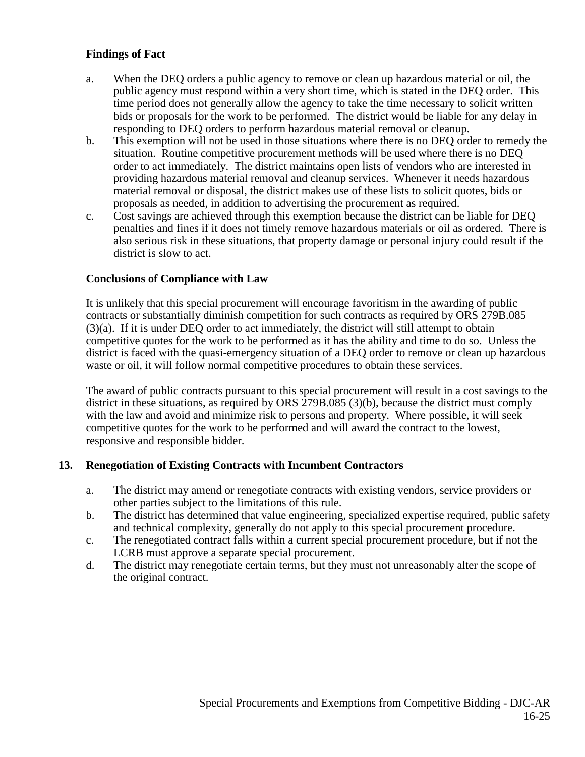**Findings of Fact**

a. When the DEQ orders a public agency to remove or clean up hazardous material or oil, the public agency must respond within a very short time, which is stated in the DEQ order. This time period does not generally allow the agency to take the time necessary to solicit written bids or proposals for the work to be performed. The district would be liable for any delay in responding to DEQ orders to perform hazardous material removal or cleanup.
b. This exemption will not be used in those situations where there is no DEQ order to remedy the situation. Routine competitive procurement methods will be used where there is no DEQ order to act immediately. The district maintains open lists of vendors who are interested in providing hazardous material removal and cleanup services. Whenever it needs hazardous material removal or disposal, the district makes use of these lists to solicit quotes, bids or proposals as needed, in addition to advertising the procurement as required.
c. Cost savings are achieved through this exemption because the district can be liable for DEQ penalties and fines if it does not timely remove hazardous materials or oil as ordered. There is also serious risk in these situations, that property damage or personal injury could result if the district is slow to act.

**Conclusions of Compliance with Law**

It is unlikely that this special procurement will encourage favoritism in the awarding of public contracts or substantially diminish competition for such contracts as required by ORS 279B.085 (3)(a). If it is under DEQ order to act immediately, the district will still attempt to obtain competitive quotes for the work to be performed as it has the ability and time to do so. Unless the district is faced with the quasi-emergency situation of a DEQ order to remove or clean up hazardous waste or oil, it will follow normal competitive procedures to obtain these services.

The award of public contracts pursuant to this special procurement will result in a cost savings to the district in these situations, as required by ORS 279B.085 (3)(b), because the district must comply with the law and avoid and minimize risk to persons and property. Where possible, it will seek competitive quotes for the work to be performed and will award the contract to the lowest, responsive and responsible bidder.

**13. Renegotiation of Existing Contracts with Incumbent Contractors**

a. The district may amend or renegotiate contracts with existing vendors, service providers or other parties subject to the limitations of this rule.
b. The district has determined that value engineering, specialized expertise required, public safety and technical complexity, generally do not apply to this special procurement procedure.
c. The renegotiated contract falls within a current special procurement procedure, but if not the LCRB must approve a separate special procurement.
d. The district may renegotiate certain terms, but they must not unreasonably alter the scope of the original contract.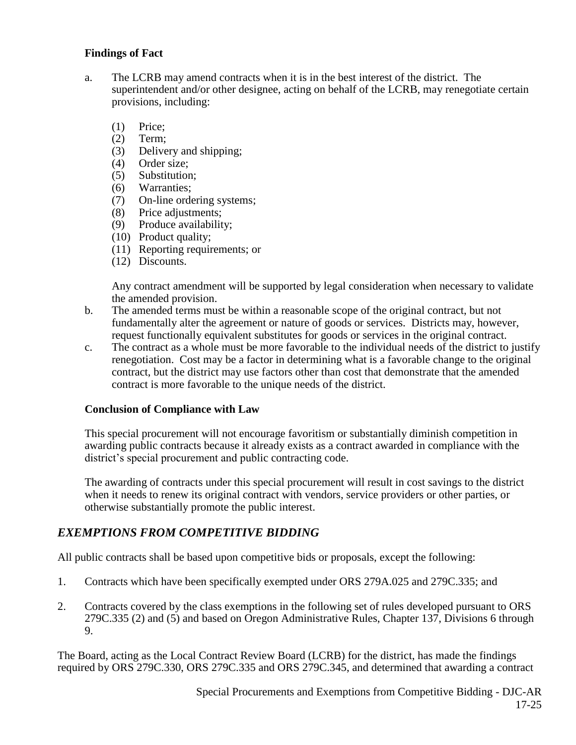**Findings of Fact**

a. The LCRB may amend contracts when it is in the best interest of the district. The superintendent and/or other designee, acting on behalf of the LCRB, may renegotiate certain provisions, including:

   (1) Price;
   (2) Term;
   (3) Delivery and shipping;
   (4) Order size;
   (5) Substitution;
   (6) Warranties;
   (7) On-line ordering systems;
   (8) Price adjustments;
   (9) Produce availability;
   (10) Product quality;
   (11) Reporting requirements; or
   (12) Discounts.

   Any contract amendment will be supported by legal consideration when necessary to validate the amended provision.

b. The amended terms must be within a reasonable scope of the original contract, but not fundamentally alter the agreement or nature of goods or services. Districts may, however, request functionally equivalent substitutes for goods or services in the original contract.

c. The contract as a whole must be more favorable to the individual needs of the district to justify renegotiation. Cost may be a factor in determining what is a favorable change to the original contract, but the district may use factors other than cost that demonstrate that the amended contract is more favorable to the unique needs of the district.

**Conclusion of Compliance with Law**

This special procurement will not encourage favoritism or substantially diminish competition in awarding public contracts because it already exists as a contract awarded in compliance with the district's special procurement and public contracting code.

The awarding of contracts under this special procurement will result in cost savings to the district when it needs to renew its original contract with vendors, service providers or other parties, or otherwise substantially promote the public interest.

## *EXEMPTIONS FROM COMPETITIVE BIDDING*

All public contracts shall be based upon competitive bids or proposals, except the following:

1. Contracts which have been specifically exempted under ORS 279A.025 and 279C.335; and

2. Contracts covered by the class exemptions in the following set of rules developed pursuant to ORS 279C.335 (2) and (5) and based on Oregon Administrative Rules, Chapter 137, Divisions 6 through 9.

The Board, acting as the Local Contract Review Board (LCRB) for the district, has made the findings required by ORS 279C.330, ORS 279C.335 and ORS 279C.345, and determined that awarding a contract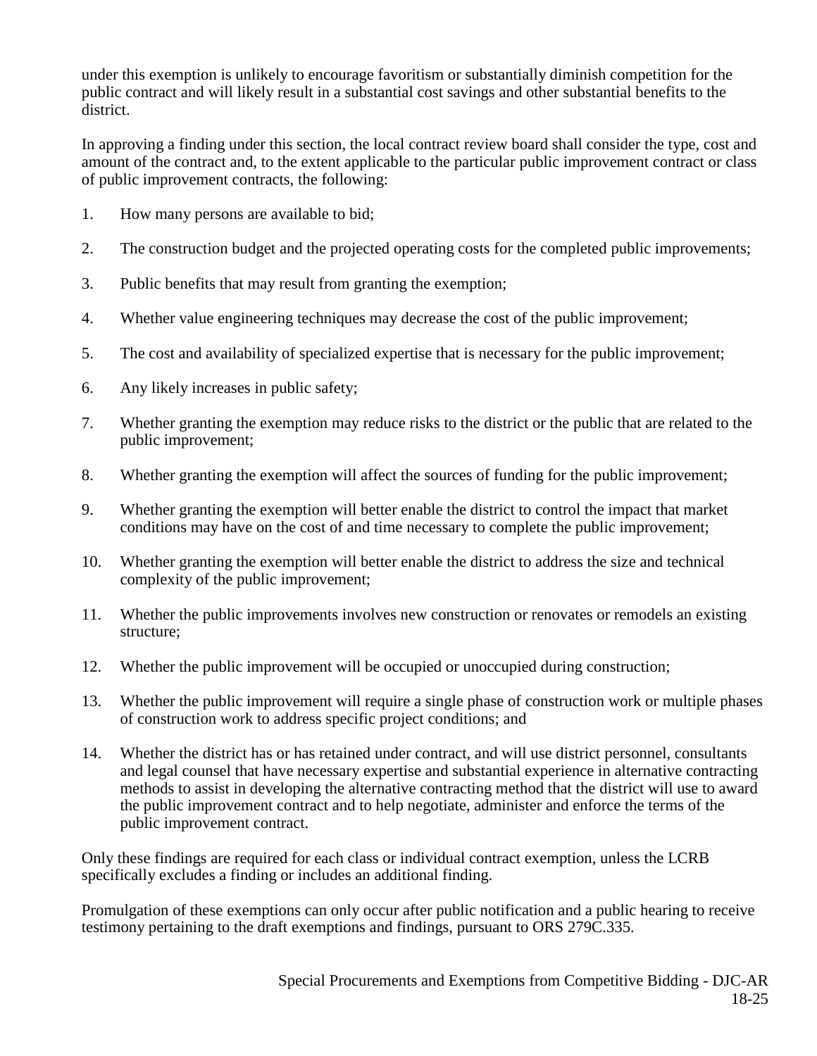under this exemption is unlikely to encourage favoritism or substantially diminish competition for the public contract and will likely result in a substantial cost savings and other substantial benefits to the district.

In approving a finding under this section, the local contract review board shall consider the type, cost and amount of the contract and, to the extent applicable to the particular public improvement contract or class of public improvement contracts, the following:

1. How many persons are available to bid;

2. The construction budget and the projected operating costs for the completed public improvements;

3. Public benefits that may result from granting the exemption;

4. Whether value engineering techniques may decrease the cost of the public improvement;

5. The cost and availability of specialized expertise that is necessary for the public improvement;

6. Any likely increases in public safety;

7. Whether granting the exemption may reduce risks to the district or the public that are related to the public improvement;

8. Whether granting the exemption will affect the sources of funding for the public improvement;

9. Whether granting the exemption will better enable the district to control the impact that market conditions may have on the cost of and time necessary to complete the public improvement;

10. Whether granting the exemption will better enable the district to address the size and technical complexity of the public improvement;

11. Whether the public improvements involves new construction or renovates or remodels an existing structure;

12. Whether the public improvement will be occupied or unoccupied during construction;

13. Whether the public improvement will require a single phase of construction work or multiple phases of construction work to address specific project conditions; and

14. Whether the district has or has retained under contract, and will use district personnel, consultants and legal counsel that have necessary expertise and substantial experience in alternative contracting methods to assist in developing the alternative contracting method that the district will use to award the public improvement contract and to help negotiate, administer and enforce the terms of the public improvement contract.

Only these findings are required for each class or individual contract exemption, unless the LCRB specifically excludes a finding or includes an additional finding.

Promulgation of these exemptions can only occur after public notification and a public hearing to receive testimony pertaining to the draft exemptions and findings, pursuant to ORS 279C.335.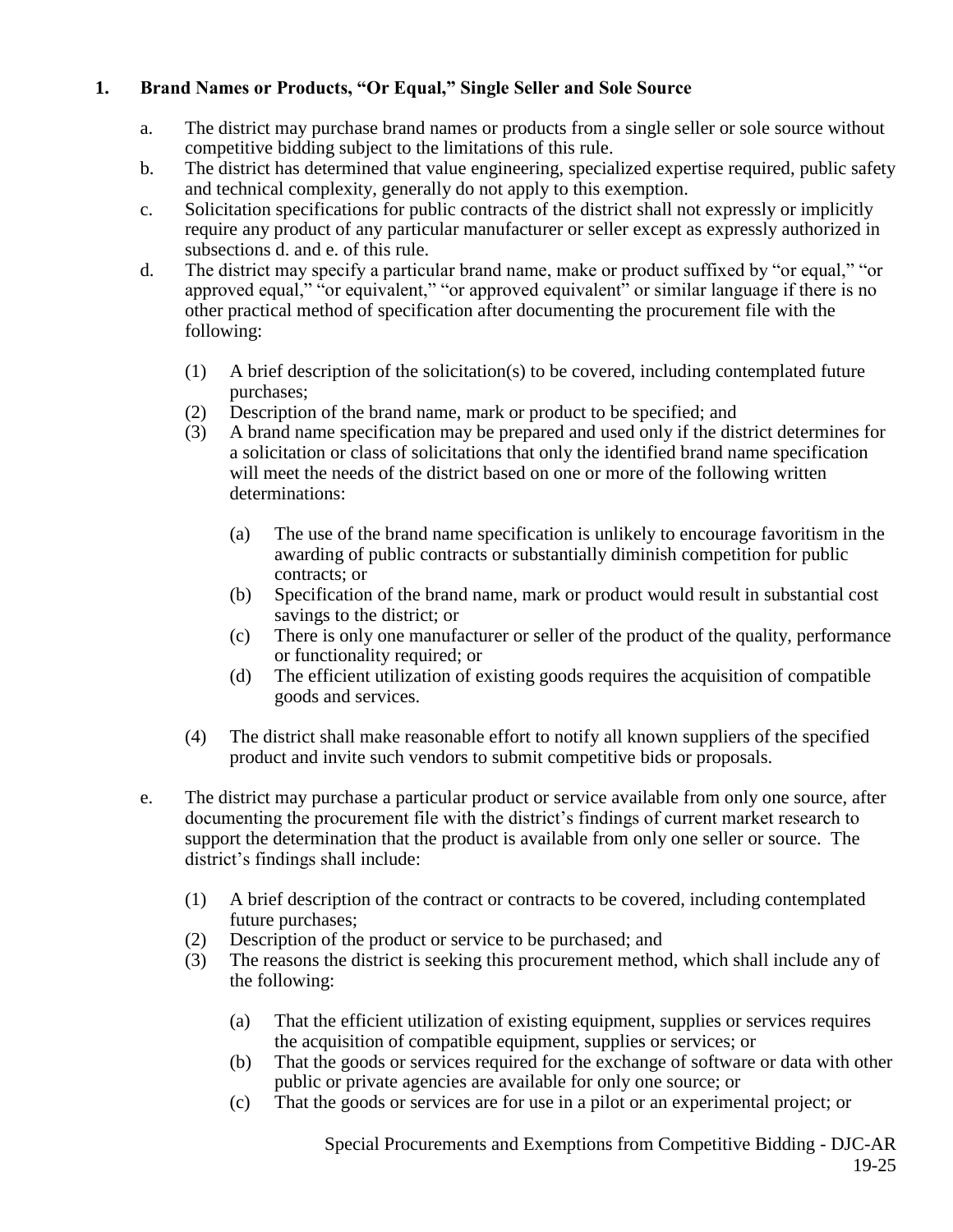## 1. Brand Names or Products, "Or Equal," Single Seller and Sole Source

a. The district may purchase brand names or products from a single seller or sole source without competitive bidding subject to the limitations of this rule.

b. The district has determined that value engineering, specialized expertise required, public safety and technical complexity, generally do not apply to this exemption.

c. Solicitation specifications for public contracts of the district shall not expressly or implicitly require any product of any particular manufacturer or seller except as expressly authorized in subsections d. and e. of this rule.

d. The district may specify a particular brand name, make or product suffixed by "or equal," "or approved equal," "or equivalent," "or approved equivalent" or similar language if there is no other practical method of specification after documenting the procurement file with the following:

   (1) A brief description of the solicitation(s) to be covered, including contemplated future purchases;

   (2) Description of the brand name, mark or product to be specified; and

   (3) A brand name specification may be prepared and used only if the district determines for a solicitation or class of solicitations that only the identified brand name specification will meet the needs of the district based on one or more of the following written determinations:

      (a) The use of the brand name specification is unlikely to encourage favoritism in the awarding of public contracts or substantially diminish competition for public contracts; or

      (b) Specification of the brand name, mark or product would result in substantial cost savings to the district; or

      (c) There is only one manufacturer or seller of the product of the quality, performance or functionality required; or

      (d) The efficient utilization of existing goods requires the acquisition of compatible goods and services.

   (4) The district shall make reasonable effort to notify all known suppliers of the specified product and invite such vendors to submit competitive bids or proposals.

e. The district may purchase a particular product or service available from only one source, after documenting the procurement file with the district's findings of current market research to support the determination that the product is available from only one seller or source. The district's findings shall include:

   (1) A brief description of the contract or contracts to be covered, including contemplated future purchases;

   (2) Description of the product or service to be purchased; and

   (3) The reasons the district is seeking this procurement method, which shall include any of the following:

      (a) That the efficient utilization of existing equipment, supplies or services requires the acquisition of compatible equipment, supplies or services; or

      (b) That the goods or services required for the exchange of software or data with other public or private agencies are available for only one source; or

      (c) That the goods or services are for use in a pilot or an experimental project; or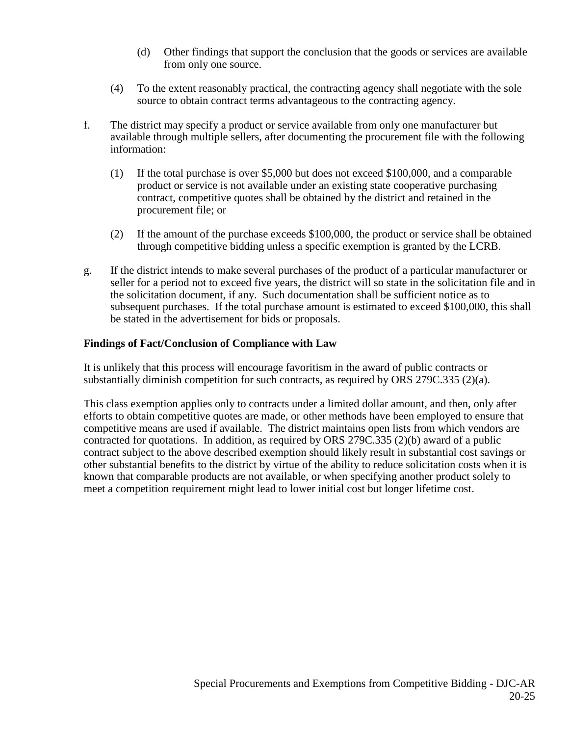(d) Other findings that support the conclusion that the goods or services are available from only one source.

(4) To the extent reasonably practical, the contracting agency shall negotiate with the sole source to obtain contract terms advantageous to the contracting agency.

f. The district may specify a product or service available from only one manufacturer but available through multiple sellers, after documenting the procurement file with the following information:

(1) If the total purchase is over $5,000 but does not exceed $100,000, and a comparable product or service is not available under an existing state cooperative purchasing contract, competitive quotes shall be obtained by the district and retained in the procurement file; or

(2) If the amount of the purchase exceeds $100,000, the product or service shall be obtained through competitive bidding unless a specific exemption is granted by the LCRB.

g. If the district intends to make several purchases of the product of a particular manufacturer or seller for a period not to exceed five years, the district will so state in the solicitation file and in the solicitation document, if any. Such documentation shall be sufficient notice as to subsequent purchases. If the total purchase amount is estimated to exceed $100,000, this shall be stated in the advertisement for bids or proposals.

**Findings of Fact/Conclusion of Compliance with Law**

It is unlikely that this process will encourage favoritism in the award of public contracts or substantially diminish competition for such contracts, as required by ORS 279C.335 (2)(a).

This class exemption applies only to contracts under a limited dollar amount, and then, only after efforts to obtain competitive quotes are made, or other methods have been employed to ensure that competitive means are used if available. The district maintains open lists from which vendors are contracted for quotations. In addition, as required by ORS 279C.335 (2)(b) award of a public contract subject to the above described exemption should likely result in substantial cost savings or other substantial benefits to the district by virtue of the ability to reduce solicitation costs when it is known that comparable products are not available, or when specifying another product solely to meet a competition requirement might lead to lower initial cost but longer lifetime cost.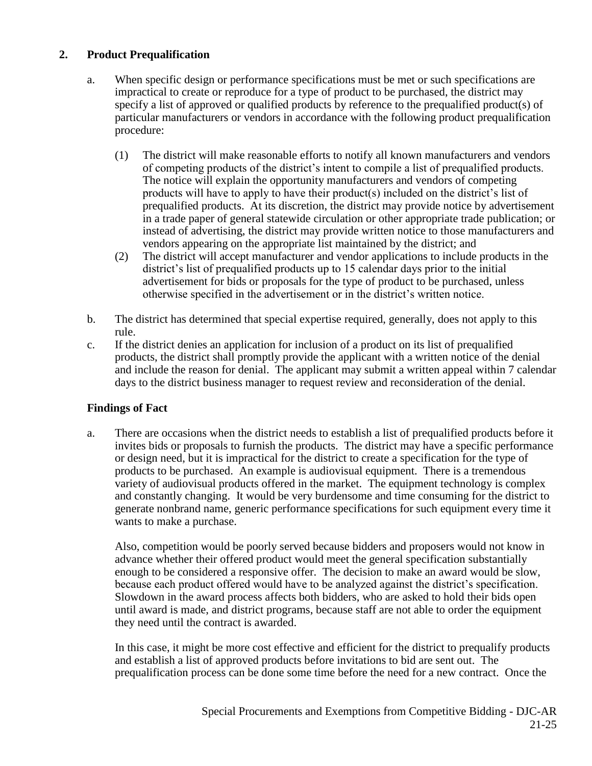## 2. Product Prequalification

a. When specific design or performance specifications must be met or such specifications are impractical to create or reproduce for a type of product to be purchased, the district may specify a list of approved or qualified products by reference to the prequalified product(s) of particular manufacturers or vendors in accordance with the following product prequalification procedure:

   (1) The district will make reasonable efforts to notify all known manufacturers and vendors of competing products of the district's intent to compile a list of prequalified products. The notice will explain the opportunity manufacturers and vendors of competing products will have to apply to have their product(s) included on the district's list of prequalified products. At its discretion, the district may provide notice by advertisement in a trade paper of general statewide circulation or other appropriate trade publication; or instead of advertising, the district may provide written notice to those manufacturers and vendors appearing on the appropriate list maintained by the district; and

   (2) The district will accept manufacturer and vendor applications to include products in the district's list of prequalified products up to 15 calendar days prior to the initial advertisement for bids or proposals for the type of product to be purchased, unless otherwise specified in the advertisement or in the district's written notice.

b. The district has determined that special expertise required, generally, does not apply to this rule.

c. If the district denies an application for inclusion of a product on its list of prequalified products, the district shall promptly provide the applicant with a written notice of the denial and include the reason for denial. The applicant may submit a written appeal within 7 calendar days to the district business manager to request review and reconsideration of the denial.

### Findings of Fact

a. There are occasions when the district needs to establish a list of prequalified products before it invites bids or proposals to furnish the products. The district may have a specific performance or design need, but it is impractical for the district to create a specification for the type of products to be purchased. An example is audiovisual equipment. There is a tremendous variety of audiovisual products offered in the market. The equipment technology is complex and constantly changing. It would be very burdensome and time consuming for the district to generate nonbrand name, generic performance specifications for such equipment every time it wants to make a purchase.

   Also, competition would be poorly served because bidders and proposers would not know in advance whether their offered product would meet the general specification substantially enough to be considered a responsive offer. The decision to make an award would be slow, because each product offered would have to be analyzed against the district's specification. Slowdown in the award process affects both bidders, who are asked to hold their bids open until award is made, and district programs, because staff are not able to order the equipment they need until the contract is awarded.

   In this case, it might be more cost effective and efficient for the district to prequalify products and establish a list of approved products before invitations to bid are sent out. The prequalification process can be done some time before the need for a new contract. Once the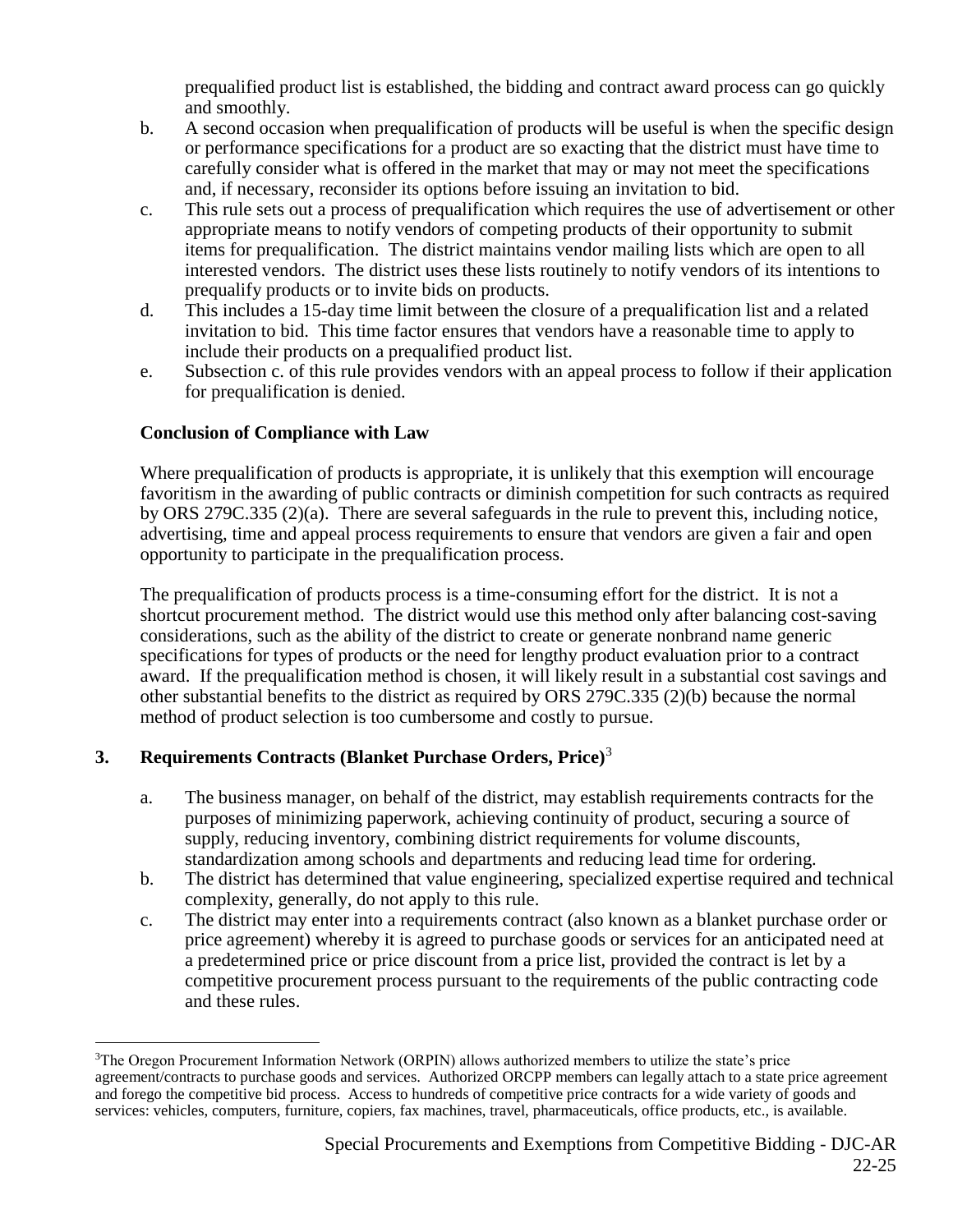prequalified product list is established, the bidding and contract award process can go quickly and smoothly.

b. A second occasion when prequalification of products will be useful is when the specific design or performance specifications for a product are so exacting that the district must have time to carefully consider what is offered in the market that may or may not meet the specifications and, if necessary, reconsider its options before issuing an invitation to bid.

c. This rule sets out a process of prequalification which requires the use of advertisement or other appropriate means to notify vendors of competing products of their opportunity to submit items for prequalification. The district maintains vendor mailing lists which are open to all interested vendors. The district uses these lists routinely to notify vendors of its intentions to prequalify products or to invite bids on products.

d. This includes a 15-day time limit between the closure of a prequalification list and a related invitation to bid. This time factor ensures that vendors have a reasonable time to apply to include their products on a prequalified product list.

e. Subsection c. of this rule provides vendors with an appeal process to follow if their application for prequalification is denied.

**Conclusion of Compliance with Law**

Where prequalification of products is appropriate, it is unlikely that this exemption will encourage favoritism in the awarding of public contracts or diminish competition for such contracts as required by ORS 279C.335 (2)(a). There are several safeguards in the rule to prevent this, including notice, advertising, time and appeal process requirements to ensure that vendors are given a fair and open opportunity to participate in the prequalification process.

The prequalification of products process is a time-consuming effort for the district. It is not a shortcut procurement method. The district would use this method only after balancing cost-saving considerations, such as the ability of the district to create or generate nonbrand name generic specifications for types of products or the need for lengthy product evaluation prior to a contract award. If the prequalification method is chosen, it will likely result in a substantial cost savings and other substantial benefits to the district as required by ORS 279C.335 (2)(b) because the normal method of product selection is too cumbersome and costly to pursue.

## 3. Requirements Contracts (Blanket Purchase Orders, Price)[3]

a. The business manager, on behalf of the district, may establish requirements contracts for the purposes of minimizing paperwork, achieving continuity of product, securing a source of supply, reducing inventory, combining district requirements for volume discounts, standardization among schools and departments and reducing lead time for ordering.

b. The district has determined that value engineering, specialized expertise required and technical complexity, generally, do not apply to this rule.

c. The district may enter into a requirements contract (also known as a blanket purchase order or price agreement) whereby it is agreed to purchase goods or services for an anticipated need at a predetermined price or price discount from a price list, provided the contract is let by a competitive procurement process pursuant to the requirements of the public contracting code and these rules.

---

[3]The Oregon Procurement Information Network (ORPIN) allows authorized members to utilize the state's price agreement/contracts to purchase goods and services. Authorized ORCPP members can legally attach to a state price agreement and forego the competitive bid process. Access to hundreds of competitive price contracts for a wide variety of goods and services: vehicles, computers, furniture, copiers, fax machines, travel, pharmaceuticals, office products, etc., is available.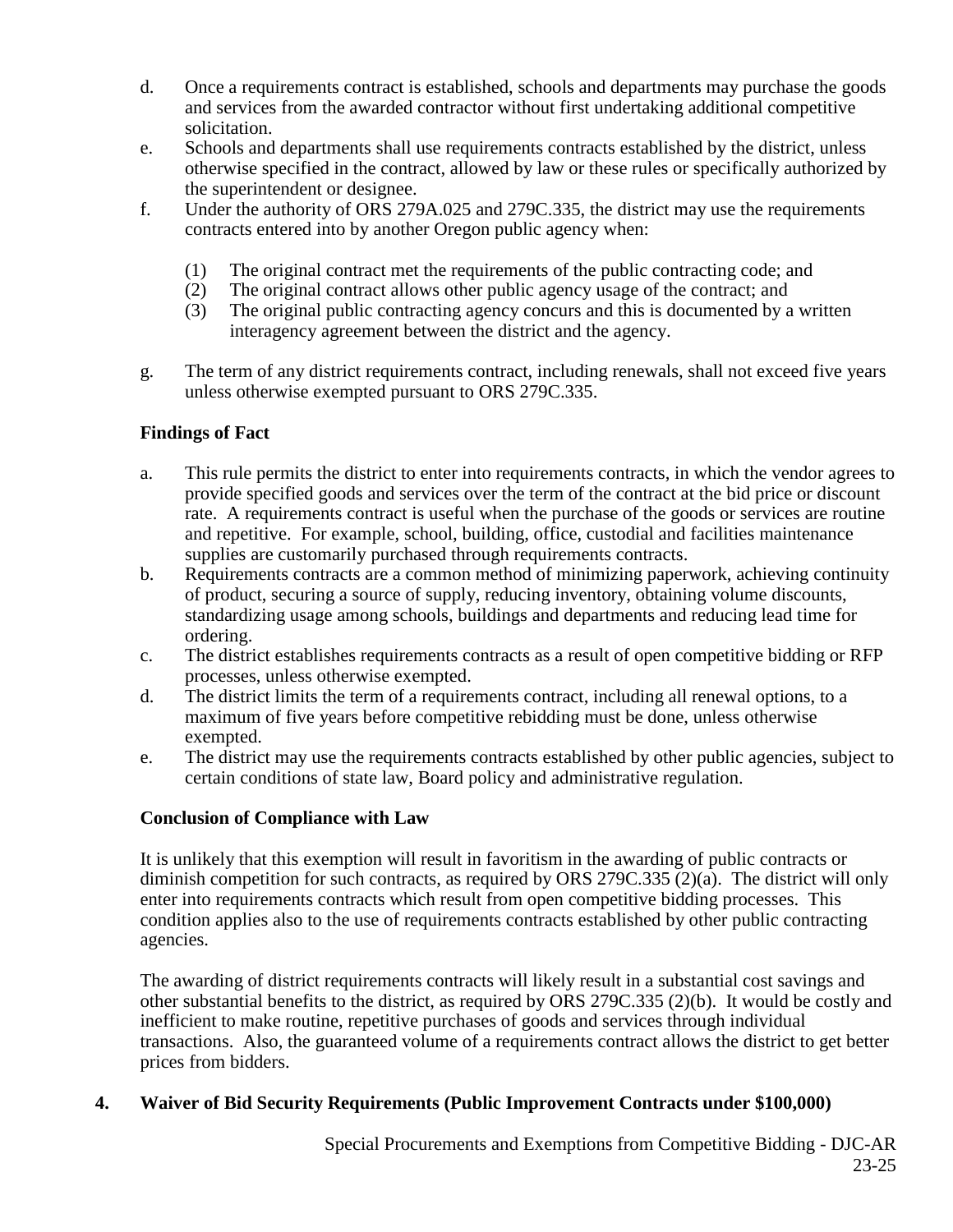d. Once a requirements contract is established, schools and departments may purchase the goods and services from the awarded contractor without first undertaking additional competitive solicitation.

e. Schools and departments shall use requirements contracts established by the district, unless otherwise specified in the contract, allowed by law or these rules or specifically authorized by the superintendent or designee.

f. Under the authority of ORS 279A.025 and 279C.335, the district may use the requirements contracts entered into by another Oregon public agency when:

   (1) The original contract met the requirements of the public contracting code; and
   (2) The original contract allows other public agency usage of the contract; and
   (3) The original public contracting agency concurs and this is documented by a written interagency agreement between the district and the agency.

g. The term of any district requirements contract, including renewals, shall not exceed five years unless otherwise exempted pursuant to ORS 279C.335.

**Findings of Fact**

a. This rule permits the district to enter into requirements contracts, in which the vendor agrees to provide specified goods and services over the term of the contract at the bid price or discount rate. A requirements contract is useful when the purchase of the goods or services are routine and repetitive. For example, school, building, office, custodial and facilities maintenance supplies are customarily purchased through requirements contracts.

b. Requirements contracts are a common method of minimizing paperwork, achieving continuity of product, securing a source of supply, reducing inventory, obtaining volume discounts, standardizing usage among schools, buildings and departments and reducing lead time for ordering.

c. The district establishes requirements contracts as a result of open competitive bidding or RFP processes, unless otherwise exempted.

d. The district limits the term of a requirements contract, including all renewal options, to a maximum of five years before competitive rebidding must be done, unless otherwise exempted.

e. The district may use the requirements contracts established by other public agencies, subject to certain conditions of state law, Board policy and administrative regulation.

**Conclusion of Compliance with Law**

It is unlikely that this exemption will result in favoritism in the awarding of public contracts or diminish competition for such contracts, as required by ORS 279C.335 (2)(a). The district will only enter into requirements contracts which result from open competitive bidding processes. This condition applies also to the use of requirements contracts established by other public contracting agencies.

The awarding of district requirements contracts will likely result in a substantial cost savings and other substantial benefits to the district, as required by ORS 279C.335 (2)(b). It would be costly and inefficient to make routine, repetitive purchases of goods and services through individual transactions. Also, the guaranteed volume of a requirements contract allows the district to get better prices from bidders.

**4. Waiver of Bid Security Requirements (Public Improvement Contracts under $100,000)**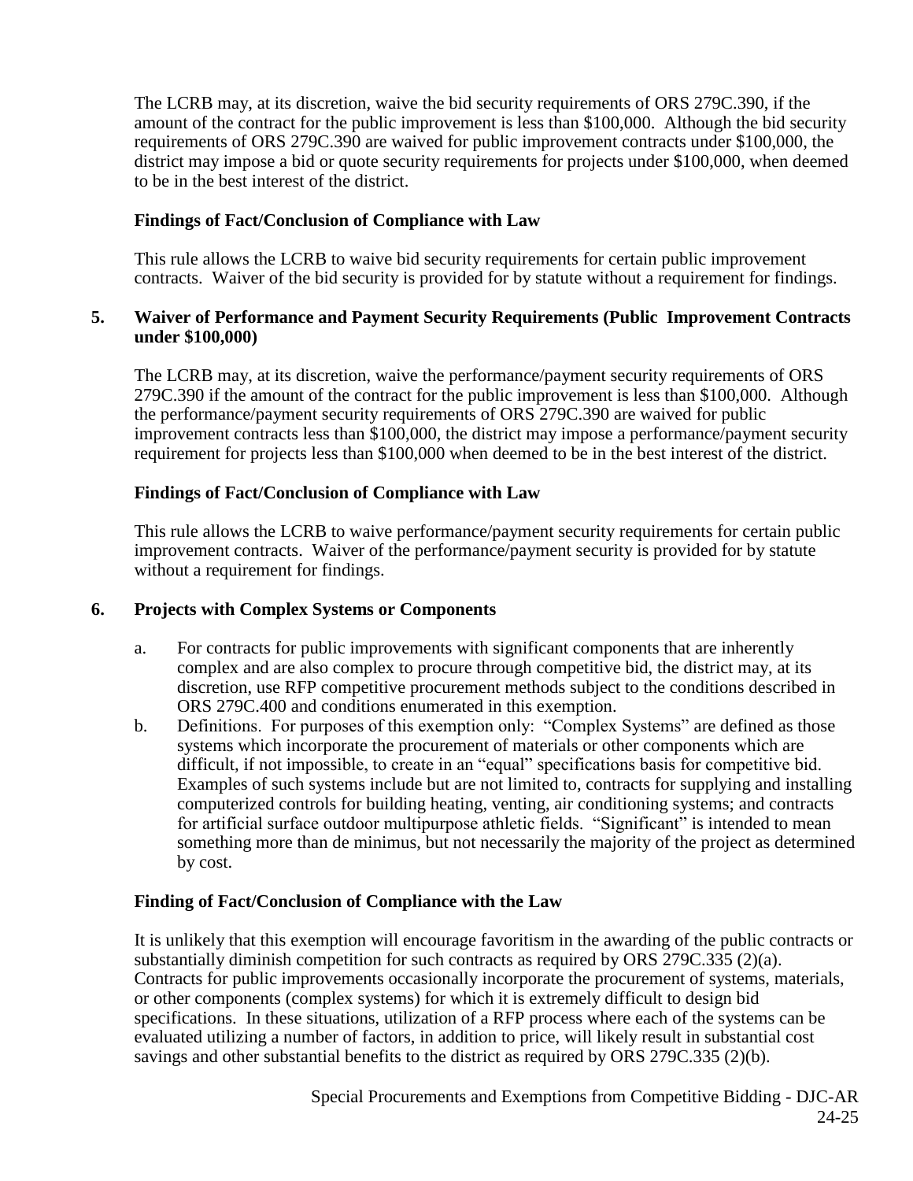The LCRB may, at its discretion, waive the bid security requirements of ORS 279C.390, if the amount of the contract for the public improvement is less than $100,000. Although the bid security requirements of ORS 279C.390 are waived for public improvement contracts under $100,000, the district may impose a bid or quote security requirements for projects under $100,000, when deemed to be in the best interest of the district.

**Findings of Fact/Conclusion of Compliance with Law**

This rule allows the LCRB to waive bid security requirements for certain public improvement contracts. Waiver of the bid security is provided for by statute without a requirement for findings.

**5. Waiver of Performance and Payment Security Requirements (Public Improvement Contracts under $100,000)**

The LCRB may, at its discretion, waive the performance/payment security requirements of ORS 279C.390 if the amount of the contract for the public improvement is less than $100,000. Although the performance/payment security requirements of ORS 279C.390 are waived for public improvement contracts less than $100,000, the district may impose a performance/payment security requirement for projects less than $100,000 when deemed to be in the best interest of the district.

**Findings of Fact/Conclusion of Compliance with Law**

This rule allows the LCRB to waive performance/payment security requirements for certain public improvement contracts. Waiver of the performance/payment security is provided for by statute without a requirement for findings.

**6. Projects with Complex Systems or Components**

a. For contracts for public improvements with significant components that are inherently complex and are also complex to procure through competitive bid, the district may, at its discretion, use RFP competitive procurement methods subject to the conditions described in ORS 279C.400 and conditions enumerated in this exemption.

b. Definitions. For purposes of this exemption only: "Complex Systems" are defined as those systems which incorporate the procurement of materials or other components which are difficult, if not impossible, to create in an "equal" specifications basis for competitive bid. Examples of such systems include but are not limited to, contracts for supplying and installing computerized controls for building heating, venting, air conditioning systems; and contracts for artificial surface outdoor multipurpose athletic fields. "Significant" is intended to mean something more than de minimus, but not necessarily the majority of the project as determined by cost.

**Finding of Fact/Conclusion of Compliance with the Law**

It is unlikely that this exemption will encourage favoritism in the awarding of the public contracts or substantially diminish competition for such contracts as required by ORS 279C.335 (2)(a). Contracts for public improvements occasionally incorporate the procurement of systems, materials, or other components (complex systems) for which it is extremely difficult to design bid specifications. In these situations, utilization of a RFP process where each of the systems can be evaluated utilizing a number of factors, in addition to price, will likely result in substantial cost savings and other substantial benefits to the district as required by ORS 279C.335 (2)(b).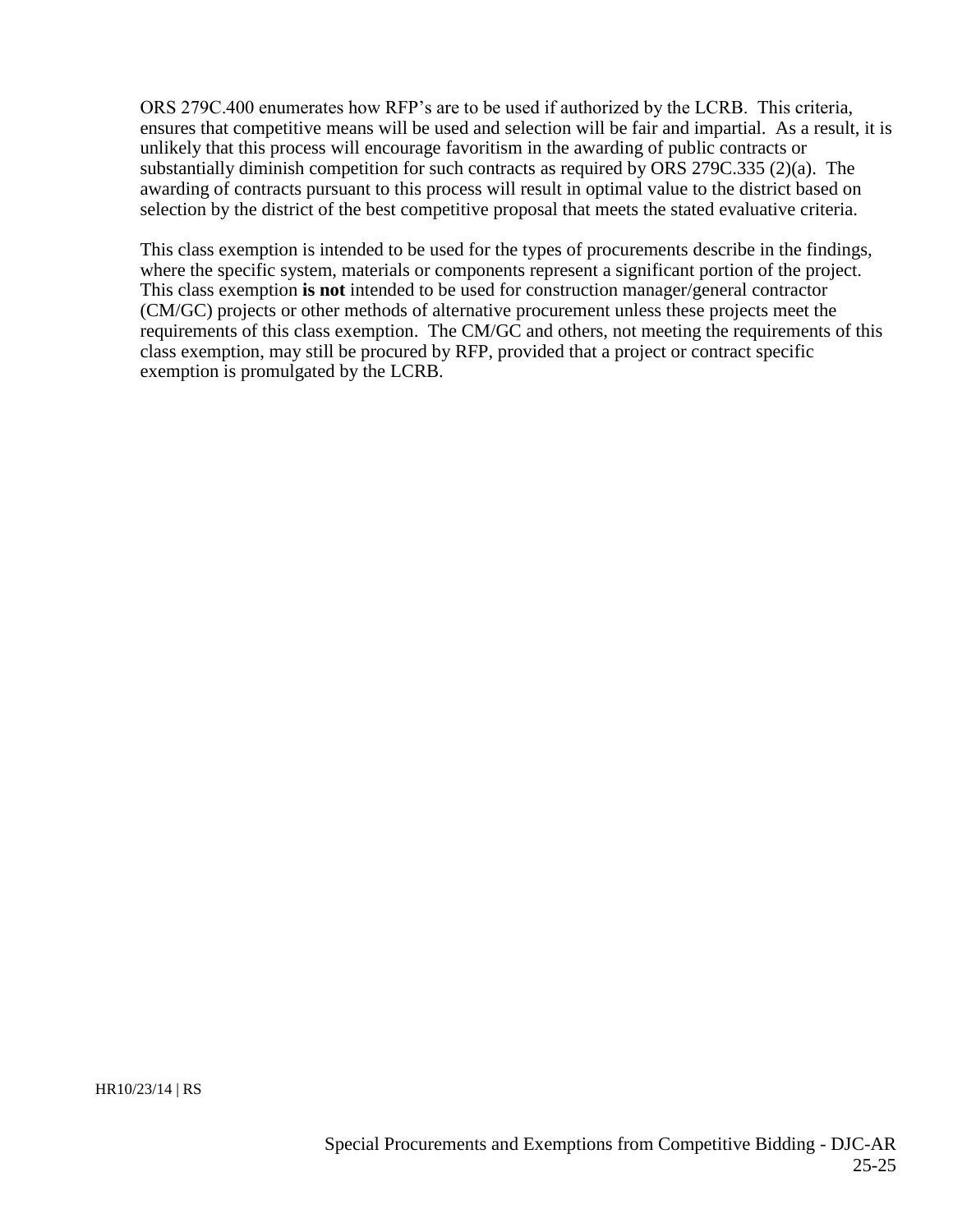ORS 279C.400 enumerates how RFP's are to be used if authorized by the LCRB. This criteria, ensures that competitive means will be used and selection will be fair and impartial. As a result, it is unlikely that this process will encourage favoritism in the awarding of public contracts or substantially diminish competition for such contracts as required by ORS 279C.335 (2)(a). The awarding of contracts pursuant to this process will result in optimal value to the district based on selection by the district of the best competitive proposal that meets the stated evaluative criteria.

This class exemption is intended to be used for the types of procurements describe in the findings, where the specific system, materials or components represent a significant portion of the project. This class exemption **is not** intended to be used for construction manager/general contractor (CM/GC) projects or other methods of alternative procurement unless these projects meet the requirements of this class exemption. The CM/GC and others, not meeting the requirements of this class exemption, may still be procured by RFP, provided that a project or contract specific exemption is promulgated by the LCRB.

HR10/23/14 | RS